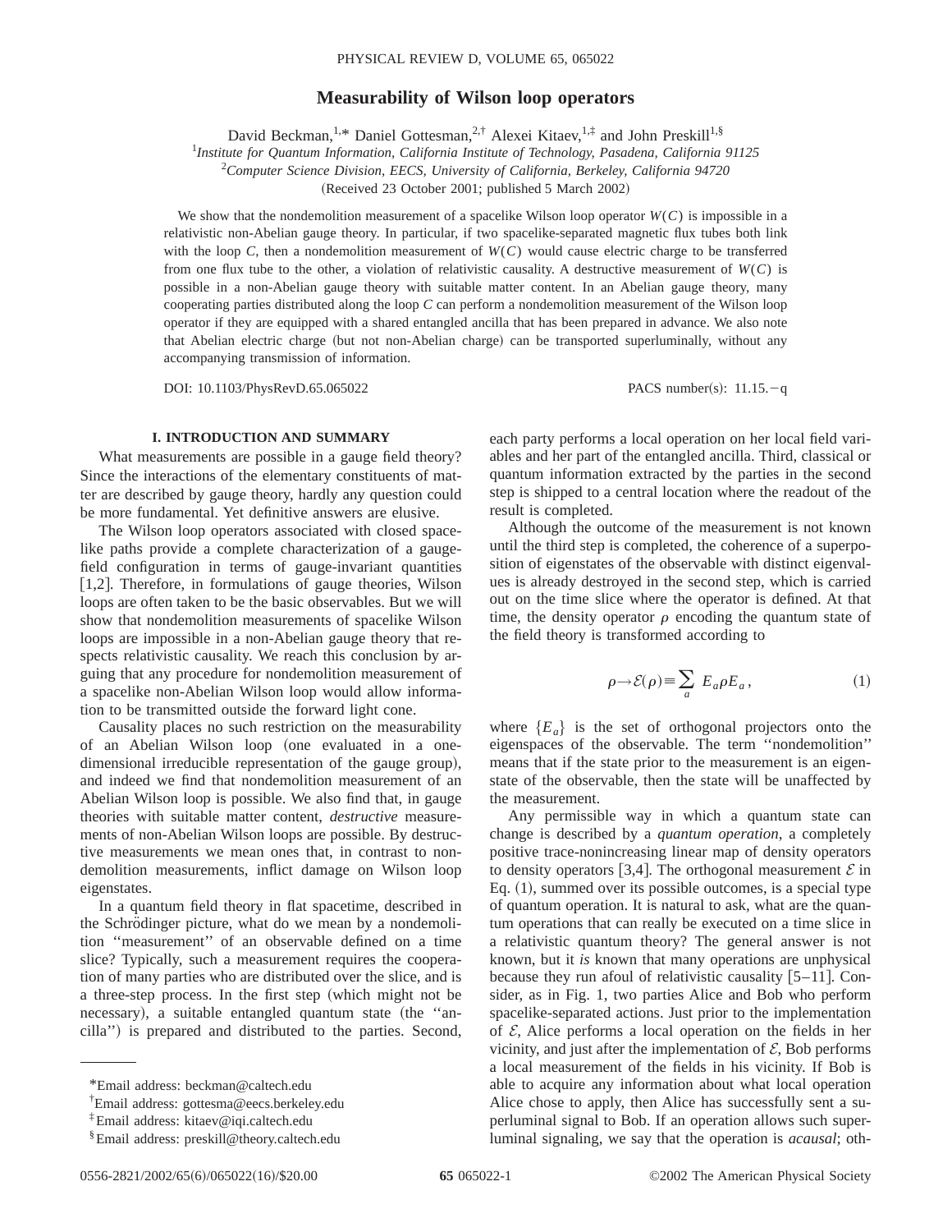# Measurability of Wilson loop operators

David Beckman,[1,*] Daniel Gottesman,[2,†] Alexei Kitaev,[1,‡] and John Preskill[1,§]

[1]*Institute for Quantum Information, California Institute of Technology, Pasadena, California 91125*
[2]*Computer Science Division, EECS, University of California, Berkeley, California 94720*

(Received 23 October 2001; published 5 March 2002)

We show that the nondemolition measurement of a spacelike Wilson loop operator $W(C)$ is impossible in a relativistic non-Abelian gauge theory. In particular, if two spacelike-separated magnetic flux tubes both link with the loop $C$, then a nondemolition measurement of $W(C)$ would cause electric charge to be transferred from one flux tube to the other, a violation of relativistic causality. A destructive measurement of $W(C)$ is possible in a non-Abelian gauge theory with suitable matter content. In an Abelian gauge theory, many cooperating parties distributed along the loop $C$ can perform a nondemolition measurement of the Wilson loop operator if they are equipped with a shared entangled ancilla that has been prepared in advance. We also note that Abelian electric charge (but not non-Abelian charge) can be transported superluminally, without any accompanying transmission of information.

DOI: 10.1103/PhysRevD.65.065022 PACS number(s): 11.15.−q

## I. INTRODUCTION AND SUMMARY

What measurements are possible in a gauge field theory? Since the interactions of the elementary constituents of matter are described by gauge theory, hardly any question could be more fundamental. Yet definitive answers are elusive.

The Wilson loop operators associated with closed spacelike paths provide a complete characterization of a gauge-field configuration in terms of gauge-invariant quantities [1,2]. Therefore, in formulations of gauge theories, Wilson loops are often taken to be the basic observables. But we will show that nondemolition measurements of spacelike Wilson loops are impossible in a non-Abelian gauge theory that respects relativistic causality. We reach this conclusion by arguing that any procedure for nondemolition measurement of a spacelike non-Abelian Wilson loop would allow information to be transmitted outside the forward light cone.

Causality places no such restriction on the measurability of an Abelian Wilson loop (one evaluated in a one-dimensional irreducible representation of the gauge group), and indeed we find that nondemolition measurement of an Abelian Wilson loop is possible. We also find that, in gauge theories with suitable matter content, *destructive* measurements of non-Abelian Wilson loops are possible. By destructive measurements we mean ones that, in contrast to nondemolition measurements, inflict damage on Wilson loop eigenstates.

In a quantum field theory in flat spacetime, described in the Schrödinger picture, what do we mean by a nondemolition "measurement" of an observable defined on a time slice? Typically, such a measurement requires the cooperation of many parties who are distributed over the slice, and is a three-step process. In the first step (which might not be necessary), a suitable entangled quantum state (the "ancilla") is prepared and distributed to the parties. Second, each party performs a local operation on her local field variables and her part of the entangled ancilla. Third, classical or quantum information extracted by the parties in the second step is shipped to a central location where the readout of the result is completed.

Although the outcome of the measurement is not known until the third step is completed, the coherence of a superposition of eigenstates of the observable with distinct eigenvalues is already destroyed in the second step, which is carried out on the time slice where the operator is defined. At that time, the density operator $\rho$ encoding the quantum state of the field theory is transformed according to

$$\rho \rightarrow \mathcal{E}(\rho) \equiv \sum_a E_a \rho E_a , \tag{1}$$

where $\{E_a\}$ is the set of orthogonal projectors onto the eigenspaces of the observable. The term "nondemolition" means that if the state prior to the measurement is an eigenstate of the observable, then the state will be unaffected by the measurement.

Any permissible way in which a quantum state can change is described by a *quantum operation*, a completely positive trace-nonincreasing linear map of density operators to density operators [3,4]. The orthogonal measurement $\mathcal{E}$ in Eq. (1), summed over its possible outcomes, is a special type of quantum operation. It is natural to ask, what are the quantum operations that can really be executed on a time slice in a relativistic quantum theory? The general answer is not known, but it *is* known that many operations are unphysical because they run afoul of relativistic causality [5–11]. Consider, as in Fig. 1, two parties Alice and Bob who perform spacelike-separated actions. Just prior to the implementation of $\mathcal{E}$, Alice performs a local operation on the fields in her vicinity, and just after the implementation of $\mathcal{E}$, Bob performs a local measurement of the fields in his vicinity. If Bob is able to acquire any information about what local operation Alice chose to apply, then Alice has successfully sent a superluminal signal to Bob. If an operation allows such superluminal signaling, we say that the operation is *acausal*; oth-

---

*Email address: beckman@caltech.edu
†Email address: gottesma@eecs.berkeley.edu
‡Email address: kitaev@iqi.caltech.edu
§Email address: preskill@theory.caltech.edu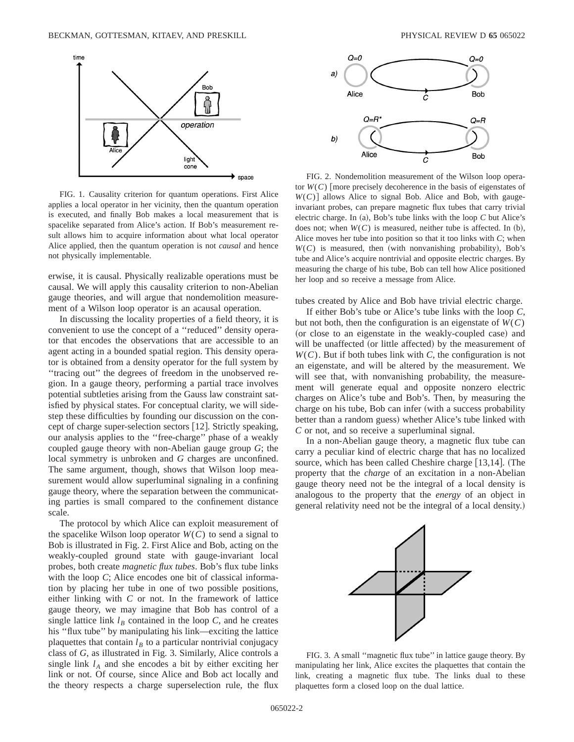time

Bob

operation

Alice

light cone

space

FIG. 1. Causality criterion for quantum operations. First Alice applies a local operator in her vicinity, then the quantum operation is executed, and finally Bob makes a local measurement that is spacelike separated from Alice's action. If Bob's measurement result allows him to acquire information about what local operator Alice applied, then the quantum operation is not *causal* and hence not physically implementable.

erwise, it is causal. Physically realizable operations must be causal. We will apply this causality criterion to non-Abelian gauge theories, and will argue that nondemolition measurement of a Wilson loop operator is an acausal operation.

In discussing the locality properties of a field theory, it is convenient to use the concept of a ''reduced'' density operator that encodes the observations that are accessible to an agent acting in a bounded spatial region. This density operator is obtained from a density operator for the full system by ''tracing out'' the degrees of freedom in the unobserved region. In a gauge theory, performing a partial trace involves potential subtleties arising from the Gauss law constraint satisfied by physical states. For conceptual clarity, we will sidestep these difficulties by founding our discussion on the concept of charge super-selection sectors [12]. Strictly speaking, our analysis applies to the ''free-charge'' phase of a weakly coupled gauge theory with non-Abelian gauge group $G$; the local symmetry is unbroken and $G$ charges are unconfined. The same argument, though, shows that Wilson loop measurement would allow superluminal signaling in a confining gauge theory, where the separation between the communicating parties is small compared to the confinement distance scale.

The protocol by which Alice can exploit measurement of the spacelike Wilson loop operator $W(C)$ to send a signal to Bob is illustrated in Fig. 2. First Alice and Bob, acting on the weakly-coupled ground state with gauge-invariant local probes, both create *magnetic flux tubes*. Bob's flux tube links with the loop $C$; Alice encodes one bit of classical information by placing her tube in one of two possible positions, either linking with $C$ or not. In the framework of lattice gauge theory, we may imagine that Bob has control of a single lattice link $l_B$ contained in the loop $C$, and he creates his ''flux tube'' by manipulating his link—exciting the lattice plaquettes that contain $l_B$ to a particular nontrivial conjugacy class of $G$, as illustrated in Fig. 3. Similarly, Alice controls a single link $l_A$ and she encodes a bit by either exciting her link or not. Of course, since Alice and Bob act locally and the theory respects a charge superselection rule, the flux

a) $Q=0$ Alice $C$ $Q=0$ Bob

b) $Q=R^*$ Alice $C$ $Q=R$ Bob

FIG. 2. Nondemolition measurement of the Wilson loop operator $W(C)$ [more precisely decoherence in the basis of eigenstates of $W(C)$] allows Alice to signal Bob. Alice and Bob, with gauge-invariant probes, can prepare magnetic flux tubes that carry trivial electric charge. In (a), Bob's tube links with the loop $C$ but Alice's does not; when $W(C)$ is measured, neither tube is affected. In (b), Alice moves her tube into position so that it too links with $C$; when $W(C)$ is measured, then (with nonvanishing probability), Bob's tube and Alice's acquire nontrivial and opposite electric charges. By measuring the charge of his tube, Bob can tell how Alice positioned her loop and so receive a message from Alice.

tubes created by Alice and Bob have trivial electric charge.

If either Bob's tube or Alice's tube links with the loop $C$, but not both, then the configuration is an eigenstate of $W(C)$ (or close to an eigenstate in the weakly-coupled case) and will be unaffected (or little affected) by the measurement of $W(C)$. But if both tubes link with $C$, the configuration is not an eigenstate, and will be altered by the measurement. We will see that, with nonvanishing probability, the measurement will generate equal and opposite nonzero electric charges on Alice's tube and Bob's. Then, by measuring the charge on his tube, Bob can infer (with a success probability better than a random guess) whether Alice's tube linked with $C$ or not, and so receive a superluminal signal.

In a non-Abelian gauge theory, a magnetic flux tube can carry a peculiar kind of electric charge that has no localized source, which has been called Cheshire charge [13,14]. (The property that the *charge* of an excitation in a non-Abelian gauge theory need not be the integral of a local density is analogous to the property that the *energy* of an object in general relativity need not be the integral of a local density.)

FIG. 3. A small ''magnetic flux tube'' in lattice gauge theory. By manipulating her link, Alice excites the plaquettes that contain the link, creating a magnetic flux tube. The links dual to these plaquettes form a closed loop on the dual lattice.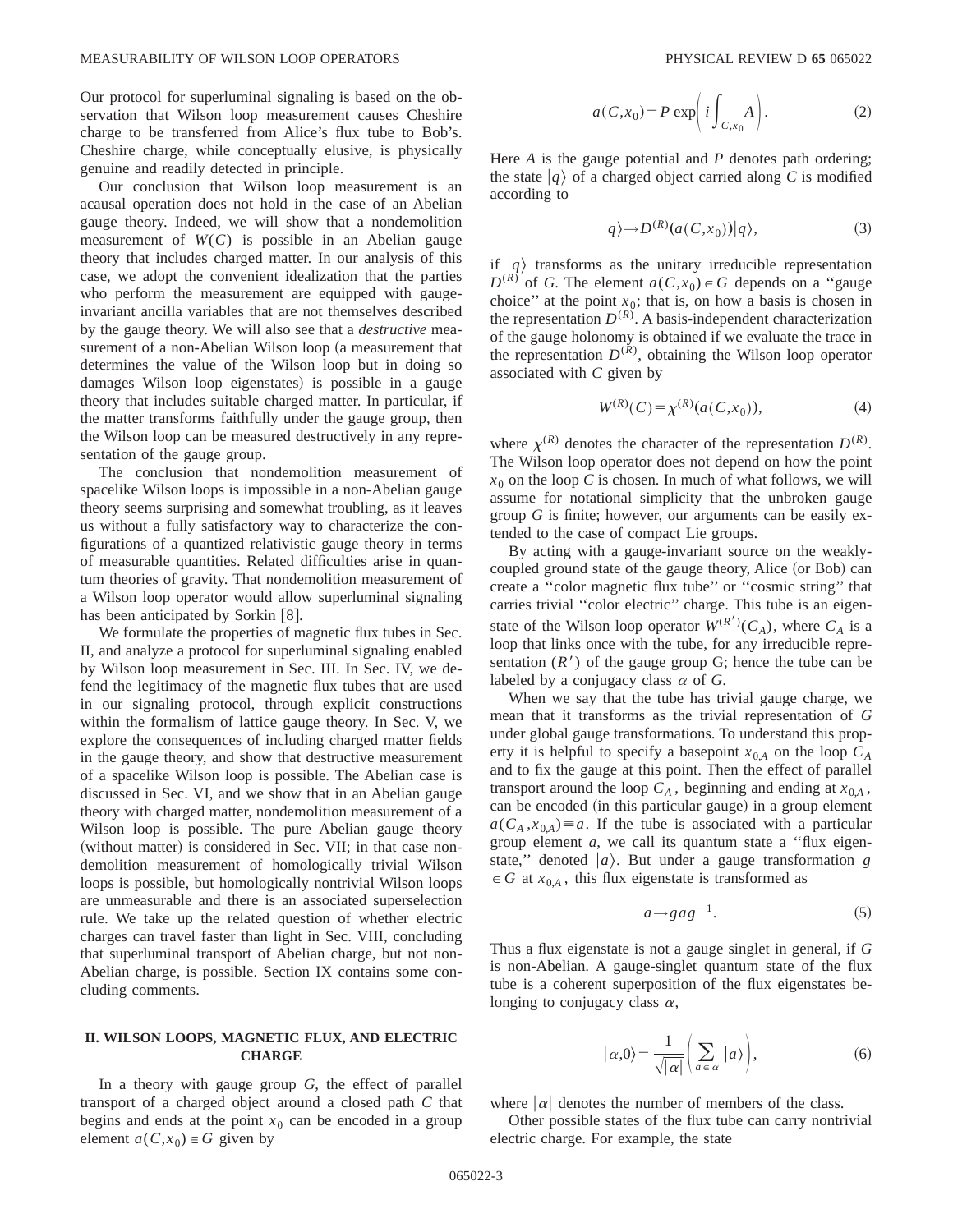Our protocol for superluminal signaling is based on the observation that Wilson loop measurement causes Cheshire charge to be transferred from Alice's flux tube to Bob's. Cheshire charge, while conceptually elusive, is physically genuine and readily detected in principle.

Our conclusion that Wilson loop measurement is an acausal operation does not hold in the case of an Abelian gauge theory. Indeed, we will show that a nondemolition measurement of $W(C)$ is possible in an Abelian gauge theory that includes charged matter. In our analysis of this case, we adopt the convenient idealization that the parties who perform the measurement are equipped with gauge-invariant ancilla variables that are not themselves described by the gauge theory. We will also see that a *destructive* measurement of a non-Abelian Wilson loop (a measurement that determines the value of the Wilson loop but in doing so damages Wilson loop eigenstates) is possible in a gauge theory that includes suitable charged matter. In particular, if the matter transforms faithfully under the gauge group, then the Wilson loop can be measured destructively in any representation of the gauge group.

The conclusion that nondemolition measurement of spacelike Wilson loops is impossible in a non-Abelian gauge theory seems surprising and somewhat troubling, as it leaves us without a fully satisfactory way to characterize the configurations of a quantized relativistic gauge theory in terms of measurable quantities. Related difficulties arise in quantum theories of gravity. That nondemolition measurement of a Wilson loop operator would allow superluminal signaling has been anticipated by Sorkin [8].

We formulate the properties of magnetic flux tubes in Sec. II, and analyze a protocol for superluminal signaling enabled by Wilson loop measurement in Sec. III. In Sec. IV, we defend the legitimacy of the magnetic flux tubes that are used in our signaling protocol, through explicit constructions within the formalism of lattice gauge theory. In Sec. V, we explore the consequences of including charged matter fields in the gauge theory, and show that destructive measurement of a spacelike Wilson loop is possible. The Abelian case is discussed in Sec. VI, and we show that in an Abelian gauge theory with charged matter, nondemolition measurement of a Wilson loop is possible. The pure Abelian gauge theory (without matter) is considered in Sec. VII; in that case nondemolition measurement of homologically trivial Wilson loops is possible, but homologically nontrivial Wilson loops are unmeasurable and there is an associated superselection rule. We take up the related question of whether electric charges can travel faster than light in Sec. VIII, concluding that superluminal transport of Abelian charge, but not non-Abelian charge, is possible. Section IX contains some concluding comments.

## II. WILSON LOOPS, MAGNETIC FLUX, AND ELECTRIC CHARGE

In a theory with gauge group $G$, the effect of parallel transport of a charged object around a closed path $C$ that begins and ends at the point $x_0$ can be encoded in a group element $a(C,x_0)\in G$ given by

$$a(C,x_0)=P\exp\left(i\int_{C,x_0}A\right). \tag{2}$$

Here $A$ is the gauge potential and $P$ denotes path ordering; the state $|q\rangle$ of a charged object carried along $C$ is modified according to

$$|q\rangle\rightarrow D^{(R)}(a(C,x_0))|q\rangle, \tag{3}$$

if $|q\rangle$ transforms as the unitary irreducible representation $D^{(R)}$ of $G$. The element $a(C,x_0)\in G$ depends on a "gauge choice" at the point $x_0$; that is, on how a basis is chosen in the representation $D^{(R)}$. A basis-independent characterization of the gauge holonomy is obtained if we evaluate the trace in the representation $D^{(R)}$, obtaining the Wilson loop operator associated with $C$ given by

$$W^{(R)}(C)=\chi^{(R)}(a(C,x_0)), \tag{4}$$

where $\chi^{(R)}$ denotes the character of the representation $D^{(R)}$. The Wilson loop operator does not depend on how the point $x_0$ on the loop $C$ is chosen. In much of what follows, we will assume for notational simplicity that the unbroken gauge group $G$ is finite; however, our arguments can be easily extended to the case of compact Lie groups.

By acting with a gauge-invariant source on the weakly-coupled ground state of the gauge theory, Alice (or Bob) can create a "color magnetic flux tube" or "cosmic string" that carries trivial "color electric" charge. This tube is an eigenstate of the Wilson loop operator $W^{(R')}(C_A)$, where $C_A$ is a loop that links once with the tube, for any irreducible representation $(R')$ of the gauge group G; hence the tube can be labeled by a conjugacy class $\alpha$ of $G$.

When we say that the tube has trivial gauge charge, we mean that it transforms as the trivial representation of $G$ under global gauge transformations. To understand this property it is helpful to specify a basepoint $x_{0,A}$ on the loop $C_A$ and to fix the gauge at this point. Then the effect of parallel transport around the loop $C_A$, beginning and ending at $x_{0,A}$, can be encoded (in this particular gauge) in a group element $a(C_A,x_{0,A})\equiv a$. If the tube is associated with a particular group element $a$, we call its quantum state a "flux eigenstate," denoted $|a\rangle$. But under a gauge transformation $g\in G$ at $x_{0,A}$, this flux eigenstate is transformed as

$$a\rightarrow gag^{-1}. \tag{5}$$

Thus a flux eigenstate is not a gauge singlet in general, if $G$ is non-Abelian. A gauge-singlet quantum state of the flux tube is a coherent superposition of the flux eigenstates belonging to conjugacy class $\alpha$,

$$|\alpha,0\rangle=\frac{1}{\sqrt{|\alpha|}}\left(\sum_{a\in\alpha}|a\rangle\right), \tag{6}$$

where $|\alpha|$ denotes the number of members of the class.

Other possible states of the flux tube can carry nontrivial electric charge. For example, the state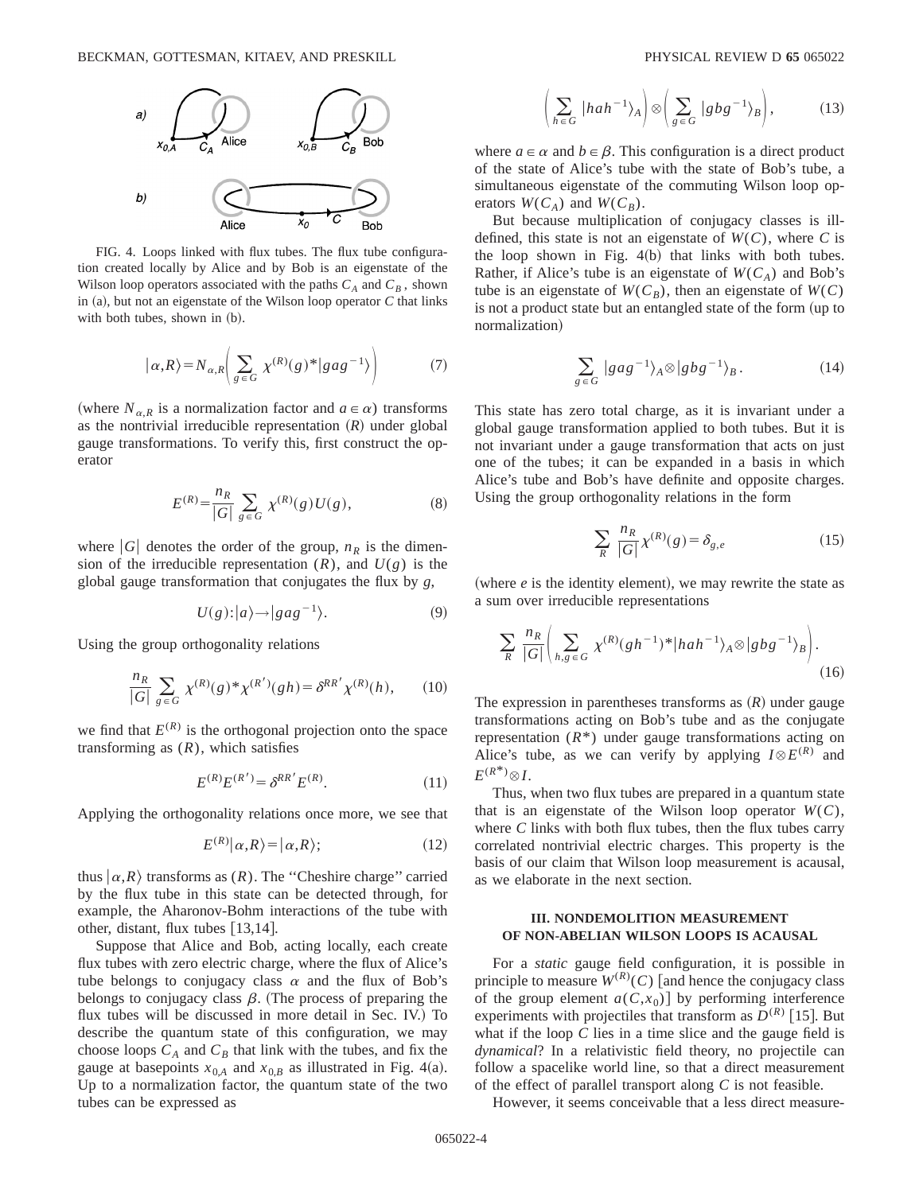FIG. 4. Loops linked with flux tubes. The flux tube configuration created locally by Alice and by Bob is an eigenstate of the Wilson loop operators associated with the paths $C_A$ and $C_B$, shown in (a), but not an eigenstate of the Wilson loop operator $C$ that links with both tubes, shown in (b).

$$|\alpha,R\rangle = N_{\alpha,R}\left(\sum_{g\in G}\chi^{(R)}(g)^*|gag^{-1}\rangle\right) \tag{7}$$

(where $N_{\alpha,R}$ is a normalization factor and $a\in\alpha$) transforms as the nontrivial irreducible representation $(R)$ under global gauge transformations. To verify this, first construct the operator

$$E^{(R)} = \frac{n_R}{|G|}\sum_{g\in G}\chi^{(R)}(g)U(g), \tag{8}$$

where $|G|$ denotes the order of the group, $n_R$ is the dimension of the irreducible representation $(R)$, and $U(g)$ is the global gauge transformation that conjugates the flux by $g$,

$$U(g): |a\rangle \rightarrow |gag^{-1}\rangle. \tag{9}$$

Using the group orthogonality relations

$$\frac{n_R}{|G|}\sum_{g\in G}\chi^{(R)}(g)^*\chi^{(R')}(gh) = \delta^{RR'}\chi^{(R)}(h), \tag{10}$$

we find that $E^{(R)}$ is the orthogonal projection onto the space transforming as $(R)$, which satisfies

$$E^{(R)}E^{(R')} = \delta^{RR'}E^{(R)}. \tag{11}$$

Applying the orthogonality relations once more, we see that

$$E^{(R)}|\alpha,R\rangle = |\alpha,R\rangle; \tag{12}$$

thus $|\alpha,R\rangle$ transforms as $(R)$. The "Cheshire charge" carried by the flux tube in this state can be detected through, for example, the Aharonov-Bohm interactions of the tube with other, distant, flux tubes [13,14].

Suppose that Alice and Bob, acting locally, each create flux tubes with zero electric charge, where the flux of Alice's tube belongs to conjugacy class $\alpha$ and the flux of Bob's belongs to conjugacy class $\beta$. (The process of preparing the flux tubes will be discussed in more detail in Sec. IV.) To describe the quantum state of this configuration, we may choose loops $C_A$ and $C_B$ that link with the tubes, and fix the gauge at basepoints $x_{0,A}$ and $x_{0,B}$ as illustrated in Fig. 4(a). Up to a normalization factor, the quantum state of the two tubes can be expressed as

$$\left(\sum_{h\in G}|hah^{-1}\rangle_A\right)\otimes\left(\sum_{g\in G}|gbg^{-1}\rangle_B\right), \tag{13}$$

where $a\in\alpha$ and $b\in\beta$. This configuration is a direct product of the state of Alice's tube with the state of Bob's tube, a simultaneous eigenstate of the commuting Wilson loop operators $W(C_A)$ and $W(C_B)$.

But because multiplication of conjugacy classes is ill-defined, this state is not an eigenstate of $W(C)$, where $C$ is the loop shown in Fig. 4(b) that links with both tubes. Rather, if Alice's tube is an eigenstate of $W(C_A)$ and Bob's tube is an eigenstate of $W(C_B)$, then an eigenstate of $W(C)$ is not a product state but an entangled state of the form (up to normalization)

$$\sum_{g\in G}|gag^{-1}\rangle_A\otimes|gbg^{-1}\rangle_B. \tag{14}$$

This state has zero total charge, as it is invariant under a global gauge transformation applied to both tubes. But it is not invariant under a gauge transformation that acts on just one of the tubes; it can be expanded in a basis in which Alice's tube and Bob's have definite and opposite charges. Using the group orthogonality relations in the form

$$\sum_R \frac{n_R}{|G|}\chi^{(R)}(g) = \delta_{g,e} \tag{15}$$

(where $e$ is the identity element), we may rewrite the state as a sum over irreducible representations

$$\sum_R \frac{n_R}{|G|}\left(\sum_{h,g\in G}\chi^{(R)}(gh^{-1})^*|hah^{-1}\rangle_A\otimes|gbg^{-1}\rangle_B\right). \tag{16}$$

The expression in parentheses transforms as $(R)$ under gauge transformations acting on Bob's tube and as the conjugate representation $(R^*)$ under gauge transformations acting on Alice's tube, as we can verify by applying $I\otimes E^{(R)}$ and $E^{(R^*)}\otimes I$.

Thus, when two flux tubes are prepared in a quantum state that is an eigenstate of the Wilson loop operator $W(C)$, where $C$ links with both flux tubes, then the flux tubes carry correlated nontrivial electric charges. This property is the basis of our claim that Wilson loop measurement is acausal, as we elaborate in the next section.

## III. NONDEMOLITION MEASUREMENT OF NON-ABELIAN WILSON LOOPS IS ACAUSAL

For a *static* gauge field configuration, it is possible in principle to measure $W^{(R)}(C)$ [and hence the conjugacy class of the group element $a(C,x_0)$] by performing interference experiments with projectiles that transform as $D^{(R)}$ [15]. But what if the loop $C$ lies in a time slice and the gauge field is *dynamical*? In a relativistic field theory, no projectile can follow a spacelike world line, so that a direct measurement of the effect of parallel transport along $C$ is not feasible.

However, it seems conceivable that a less direct measure-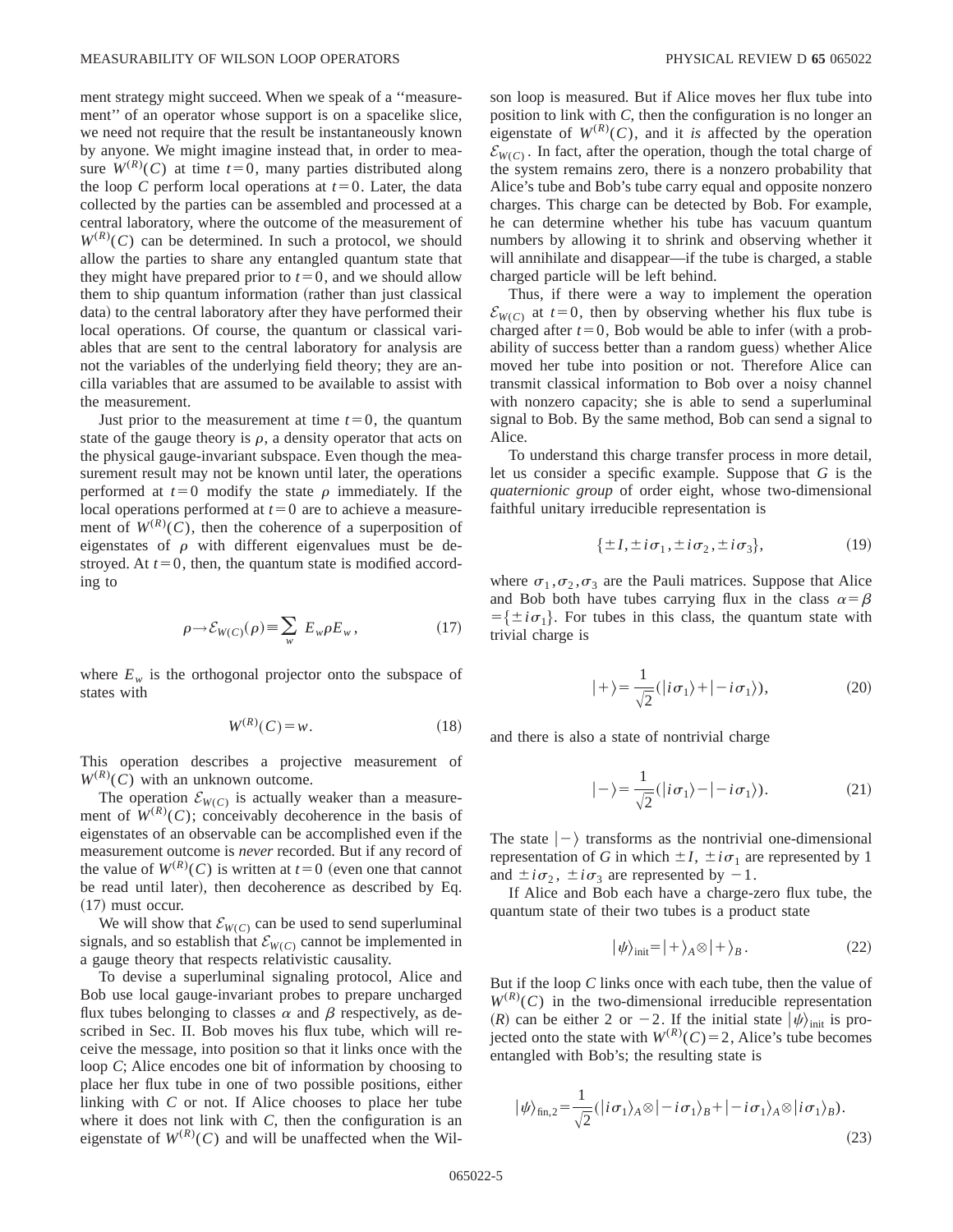ment strategy might succeed. When we speak of a "measurement" of an operator whose support is on a spacelike slice, we need not require that the result be instantaneously known by anyone. We might imagine instead that, in order to measure $W^{(R)}(C)$ at time $t=0$, many parties distributed along the loop $C$ perform local operations at $t=0$. Later, the data collected by the parties can be assembled and processed at a central laboratory, where the outcome of the measurement of $W^{(R)}(C)$ can be determined. In such a protocol, we should allow the parties to share any entangled quantum state that they might have prepared prior to $t=0$, and we should allow them to ship quantum information (rather than just classical data) to the central laboratory after they have performed their local operations. Of course, the quantum or classical variables that are sent to the central laboratory for analysis are not the variables of the underlying field theory; they are ancilla variables that are assumed to be available to assist with the measurement.

Just prior to the measurement at time $t=0$, the quantum state of the gauge theory is $\rho$, a density operator that acts on the physical gauge-invariant subspace. Even though the measurement result may not be known until later, the operations performed at $t=0$ modify the state $\rho$ immediately. If the local operations performed at $t=0$ are to achieve a measurement of $W^{(R)}(C)$, then the coherence of a superposition of eigenstates of $\rho$ with different eigenvalues must be destroyed. At $t=0$, then, the quantum state is modified according to

$$\rho \to \mathcal{E}_{W(C)}(\rho) \equiv \sum_{w} E_w \rho E_w, \tag{17}$$

where $E_w$ is the orthogonal projector onto the subspace of states with

$$W^{(R)}(C) = w. \tag{18}$$

This operation describes a projective measurement of $W^{(R)}(C)$ with an unknown outcome.

The operation $\mathcal{E}_{W(C)}$ is actually weaker than a measurement of $W^{(R)}(C)$; conceivably decoherence in the basis of eigenstates of an observable can be accomplished even if the measurement outcome is *never* recorded. But if any record of the value of $W^{(R)}(C)$ is written at $t=0$ (even one that cannot be read until later), then decoherence as described by Eq. (17) must occur.

We will show that $\mathcal{E}_{W(C)}$ can be used to send superluminal signals, and so establish that $\mathcal{E}_{W(C)}$ cannot be implemented in a gauge theory that respects relativistic causality.

To devise a superluminal signaling protocol, Alice and Bob use local gauge-invariant probes to prepare uncharged flux tubes belonging to classes $\alpha$ and $\beta$ respectively, as described in Sec. II. Bob moves his flux tube, which will receive the message, into position so that it links once with the loop $C$; Alice encodes one bit of information by choosing to place her flux tube in one of two possible positions, either linking with $C$ or not. If Alice chooses to place her tube where it does not link with $C$, then the configuration is an eigenstate of $W^{(R)}(C)$ and will be unaffected when the Wilson loop is measured. But if Alice moves her flux tube into position to link with $C$, then the configuration is no longer an eigenstate of $W^{(R)}(C)$, and it *is* affected by the operation $\mathcal{E}_{W(C)}$. In fact, after the operation, though the total charge of the system remains zero, there is a nonzero probability that Alice's tube and Bob's tube carry equal and opposite nonzero charges. This charge can be detected by Bob. For example, he can determine whether his tube has vacuum quantum numbers by allowing it to shrink and observing whether it will annihilate and disappear—if the tube is charged, a stable charged particle will be left behind.

Thus, if there were a way to implement the operation $\mathcal{E}_{W(C)}$ at $t=0$, then by observing whether his flux tube is charged after $t=0$, Bob would be able to infer (with a probability of success better than a random guess) whether Alice moved her tube into position or not. Therefore Alice can transmit classical information to Bob over a noisy channel with nonzero capacity; she is able to send a superluminal signal to Bob. By the same method, Bob can send a signal to Alice.

To understand this charge transfer process in more detail, let us consider a specific example. Suppose that $G$ is the *quaternionic group* of order eight, whose two-dimensional faithful unitary irreducible representation is

$$\{\pm I, \pm i\sigma_1, \pm i\sigma_2, \pm i\sigma_3\}, \tag{19}$$

where $\sigma_1, \sigma_2, \sigma_3$ are the Pauli matrices. Suppose that Alice and Bob both have tubes carrying flux in the class $\alpha=\beta=\{\pm i\sigma_1\}$. For tubes in this class, the quantum state with trivial charge is

$$|+\rangle = \frac{1}{\sqrt{2}}(|i\sigma_1\rangle + |-i\sigma_1\rangle), \tag{20}$$

and there is also a state of nontrivial charge

$$|-\rangle = \frac{1}{\sqrt{2}}(|i\sigma_1\rangle - |-i\sigma_1\rangle). \tag{21}$$

The state $|-\rangle$ transforms as the nontrivial one-dimensional representation of $G$ in which $\pm I$, $\pm i\sigma_1$ are represented by 1 and $\pm i\sigma_2$, $\pm i\sigma_3$ are represented by $-1$.

If Alice and Bob each have a charge-zero flux tube, the quantum state of their two tubes is a product state

$$|\psi\rangle_{\text{init}} = |+\rangle_A \otimes |+\rangle_B. \tag{22}$$

But if the loop $C$ links once with each tube, then the value of $W^{(R)}(C)$ in the two-dimensional irreducible representation $(R)$ can be either 2 or $-2$. If the initial state $|\psi\rangle_{\text{init}}$ is projected onto the state with $W^{(R)}(C)=2$, Alice's tube becomes entangled with Bob's; the resulting state is

$$|\psi\rangle_{\text{fin},2} = \frac{1}{\sqrt{2}}(|i\sigma_1\rangle_A \otimes |-i\sigma_1\rangle_B + |-i\sigma_1\rangle_A \otimes |i\sigma_1\rangle_B). \tag{23}$$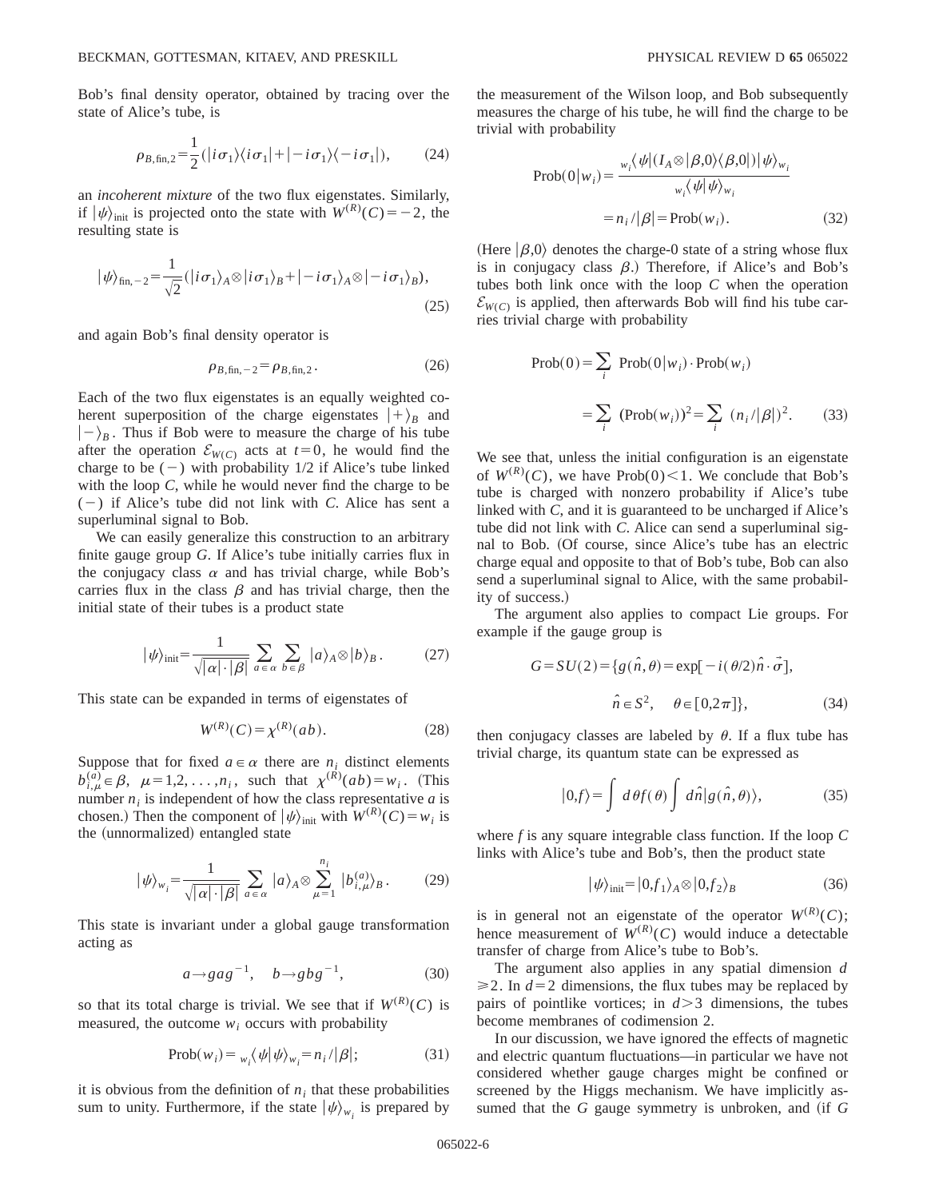Bob's final density operator, obtained by tracing over the state of Alice's tube, is

$$\rho_{B,\mathrm{fin},2}=\frac{1}{2}(|i\sigma_1\rangle\langle i\sigma_1|+|-i\sigma_1\rangle\langle -i\sigma_1|), \tag{24}$$

an *incoherent mixture* of the two flux eigenstates. Similarly, if $|\psi\rangle_{\mathrm{init}}$ is projected onto the state with $W^{(R)}(C)=-2$, the resulting state is

$$|\psi\rangle_{\mathrm{fin},-2}=\frac{1}{\sqrt{2}}(|i\sigma_1\rangle_A\otimes|i\sigma_1\rangle_B+|-i\sigma_1\rangle_A\otimes|-i\sigma_1\rangle_B), \tag{25}$$

and again Bob's final density operator is

$$\rho_{B,\mathrm{fin},-2}=\rho_{B,\mathrm{fin},2}. \tag{26}$$

Each of the two flux eigenstates is an equally weighted coherent superposition of the charge eigenstates $|+\rangle_B$ and $|-\rangle_B$. Thus if Bob were to measure the charge of his tube after the operation $\mathcal{E}_{W(C)}$ acts at $t=0$, he would find the charge to be $(-)$ with probability 1/2 if Alice's tube linked with the loop $C$, while he would never find the charge to be $(-)$ if Alice's tube did not link with $C$. Alice has sent a superluminal signal to Bob.

We can easily generalize this construction to an arbitrary finite gauge group $G$. If Alice's tube initially carries flux in the conjugacy class $\alpha$ and has trivial charge, while Bob's carries flux in the class $\beta$ and has trivial charge, then the initial state of their tubes is a product state

$$|\psi\rangle_{\mathrm{init}}=\frac{1}{\sqrt{|\alpha|\cdot|\beta|}}\sum_{a\in\alpha}\sum_{b\in\beta}|a\rangle_A\otimes|b\rangle_B. \tag{27}$$

This state can be expanded in terms of eigenstates of

$$W^{(R)}(C)=\chi^{(R)}(ab). \tag{28}$$

Suppose that for fixed $a\in\alpha$ there are $n_i$ distinct elements $b_{i,\mu}^{(a)}\in\beta$, $\mu=1,2,\ldots,n_i$, such that $\chi^{(R)}(ab)=w_i$. (This number $n_i$ is independent of how the class representative $a$ is chosen.) Then the component of $|\psi\rangle_{\mathrm{init}}$ with $W^{(R)}(C)=w_i$ is the (unnormalized) entangled state

$$|\psi\rangle_{w_i}=\frac{1}{\sqrt{|\alpha|\cdot|\beta|}}\sum_{a\in\alpha}|a\rangle_A\otimes\sum_{\mu=1}^{n_i}|b_{i,\mu}^{(a)}\rangle_B. \tag{29}$$

This state is invariant under a global gauge transformation acting as

$$a\rightarrow gag^{-1},\quad b\rightarrow gbg^{-1}, \tag{30}$$

so that its total charge is trivial. We see that if $W^{(R)}(C)$ is measured, the outcome $w_i$ occurs with probability

$$\mathrm{Prob}(w_i)={}_{w_i}\langle\psi|\psi\rangle_{w_i}=n_i/|\beta|; \tag{31}$$

it is obvious from the definition of $n_i$ that these probabilities sum to unity. Furthermore, if the state $|\psi\rangle_{w_i}$ is prepared by the measurement of the Wilson loop, and Bob subsequently measures the charge of his tube, he will find the charge to be trivial with probability

$$\begin{aligned}\mathrm{Prob}(0|w_i)&=\frac{{}_{w_i}\langle\psi|(I_A\otimes|\beta,0\rangle\langle\beta,0|)|\psi\rangle_{w_i}}{{}_{w_i}\langle\psi|\psi\rangle_{w_i}}\\&=n_i/|\beta|=\mathrm{Prob}(w_i).\end{aligned} \tag{32}$$

(Here $|\beta,0\rangle$ denotes the charge-0 state of a string whose flux is in conjugacy class $\beta$.) Therefore, if Alice's and Bob's tubes both link once with the loop $C$ when the operation $\mathcal{E}_{W(C)}$ is applied, then afterwards Bob will find his tube carries trivial charge with probability

$$\begin{aligned}\mathrm{Prob}(0)&=\sum_i\ \mathrm{Prob}(0|w_i)\cdot\mathrm{Prob}(w_i)\\&=\sum_i\ (\mathrm{Prob}(w_i))^2=\sum_i\ (n_i/|\beta|)^2.\end{aligned} \tag{33}$$

We see that, unless the initial configuration is an eigenstate of $W^{(R)}(C)$, we have $\mathrm{Prob}(0)<1$. We conclude that Bob's tube is charged with nonzero probability if Alice's tube linked with $C$, and it is guaranteed to be uncharged if Alice's tube did not link with $C$. Alice can send a superluminal signal to Bob. (Of course, since Alice's tube has an electric charge equal and opposite to that of Bob's tube, Bob can also send a superluminal signal to Alice, with the same probability of success.)

The argument also applies to compact Lie groups. For example if the gauge group is

$$\begin{aligned}G=SU(2)=\{g(\hat{n},\theta)=\exp[-i(\theta/2)\hat{n}\cdot\vec{\sigma}],\\ \hat{n}\in S^2,\quad \theta\in[0,2\pi]\},\end{aligned} \tag{34}$$

then conjugacy classes are labeled by $\theta$. If a flux tube has trivial charge, its quantum state can be expressed as

$$|0,f\rangle=\int d\theta f(\theta)\int d\hat{n}|g(\hat{n},\theta)\rangle, \tag{35}$$

where $f$ is any square integrable class function. If the loop $C$ links with Alice's tube and Bob's, then the product state

$$|\psi\rangle_{\mathrm{init}}=|0,f_1\rangle_A\otimes|0,f_2\rangle_B \tag{36}$$

is in general not an eigenstate of the operator $W^{(R)}(C)$; hence measurement of $W^{(R)}(C)$ would induce a detectable transfer of charge from Alice's tube to Bob's.

The argument also applies in any spatial dimension $d\geq 2$. In $d=2$ dimensions, the flux tubes may be replaced by pairs of pointlike vortices; in $d>3$ dimensions, the tubes become membranes of codimension 2.

In our discussion, we have ignored the effects of magnetic and electric quantum fluctuations—in particular we have not considered whether gauge charges might be confined or screened by the Higgs mechanism. We have implicitly assumed that the $G$ gauge symmetry is unbroken, and (if $G$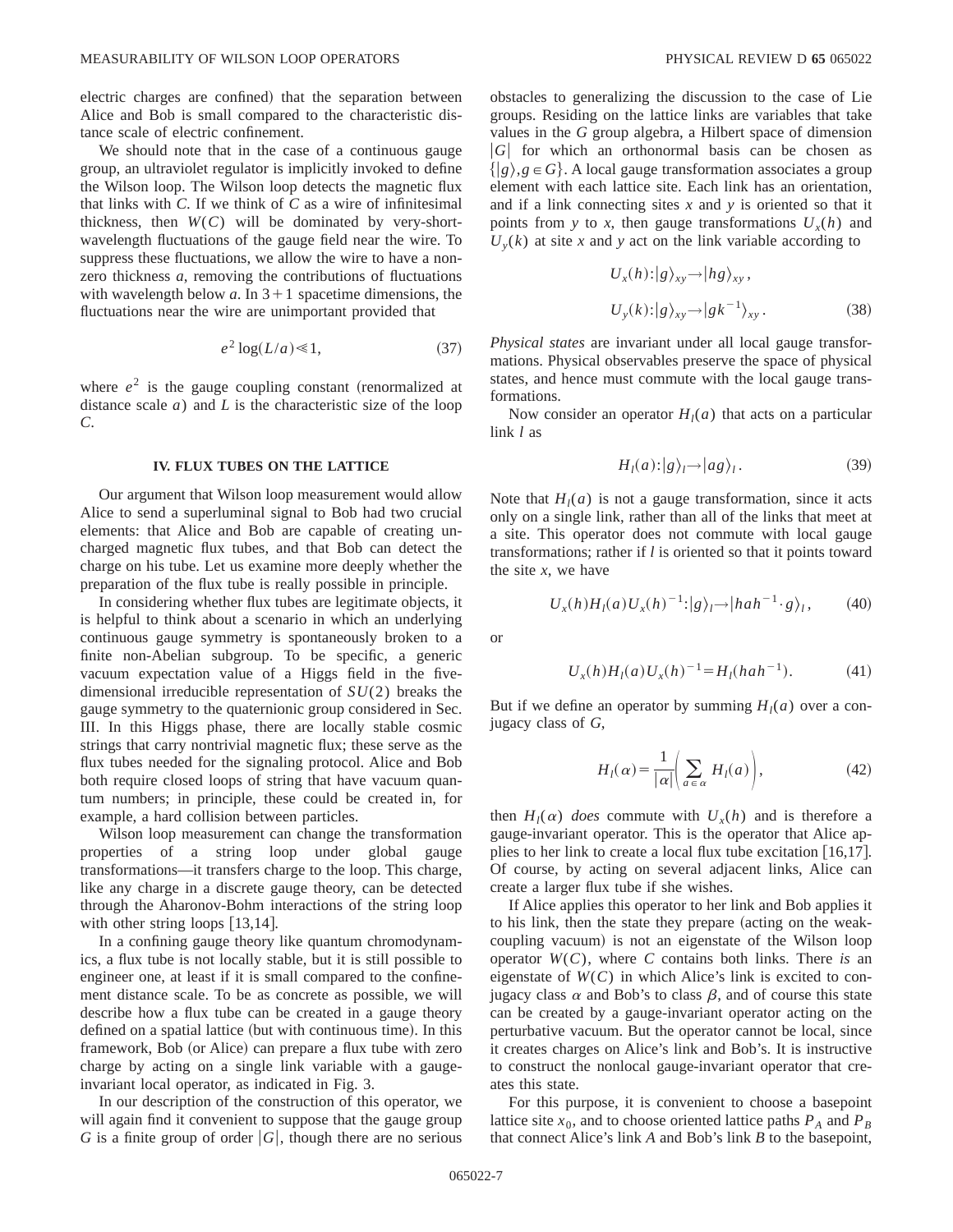electric charges are confined) that the separation between Alice and Bob is small compared to the characteristic distance scale of electric confinement.

We should note that in the case of a continuous gauge group, an ultraviolet regulator is implicitly invoked to define the Wilson loop. The Wilson loop detects the magnetic flux that links with $C$. If we think of $C$ as a wire of infinitesimal thickness, then $W(C)$ will be dominated by very-short-wavelength fluctuations of the gauge field near the wire. To suppress these fluctuations, we allow the wire to have a nonzero thickness $a$, removing the contributions of fluctuations with wavelength below $a$. In 3+1 spacetime dimensions, the fluctuations near the wire are unimportant provided that

$$e^2 \log(L/a) \ll 1, \tag{37}$$

where $e^2$ is the gauge coupling constant (renormalized at distance scale $a$) and $L$ is the characteristic size of the loop $C$.

## IV. FLUX TUBES ON THE LATTICE

Our argument that Wilson loop measurement would allow Alice to send a superluminal signal to Bob had two crucial elements: that Alice and Bob are capable of creating uncharged magnetic flux tubes, and that Bob can detect the charge on his tube. Let us examine more deeply whether the preparation of the flux tube is really possible in principle.

In considering whether flux tubes are legitimate objects, it is helpful to think about a scenario in which an underlying continuous gauge symmetry is spontaneously broken to a finite non-Abelian subgroup. To be specific, a generic vacuum expectation value of a Higgs field in the five-dimensional irreducible representation of $SU(2)$ breaks the gauge symmetry to the quaternionic group considered in Sec. III. In this Higgs phase, there are locally stable cosmic strings that carry nontrivial magnetic flux; these serve as the flux tubes needed for the signaling protocol. Alice and Bob both require closed loops of string that have vacuum quantum numbers; in principle, these could be created in, for example, a hard collision between particles.

Wilson loop measurement can change the transformation properties of a string loop under global gauge transformations—it transfers charge to the loop. This charge, like any charge in a discrete gauge theory, can be detected through the Aharonov-Bohm interactions of the string loop with other string loops [13,14].

In a confining gauge theory like quantum chromodynamics, a flux tube is not locally stable, but it is still possible to engineer one, at least if it is small compared to the confinement distance scale. To be as concrete as possible, we will describe how a flux tube can be created in a gauge theory defined on a spatial lattice (but with continuous time). In this framework, Bob (or Alice) can prepare a flux tube with zero charge by acting on a single link variable with a gauge-invariant local operator, as indicated in Fig. 3.

In our description of the construction of this operator, we will again find it convenient to suppose that the gauge group $G$ is a finite group of order $|G|$, though there are no serious obstacles to generalizing the discussion to the case of Lie groups. Residing on the lattice links are variables that take values in the $G$ group algebra, a Hilbert space of dimension $|G|$ for which an orthonormal basis can be chosen as $\{|g\rangle, g \in G\}$. A local gauge transformation associates a group element with each lattice site. Each link has an orientation, and if a link connecting sites $x$ and $y$ is oriented so that it points from $y$ to $x$, then gauge transformations $U_x(h)$ and $U_y(k)$ at site $x$ and $y$ act on the link variable according to

$$U_x(h): |g\rangle_{xy} \to |hg\rangle_{xy},$$
$$U_y(k): |g\rangle_{xy} \to |gk^{-1}\rangle_{xy}. \tag{38}$$

*Physical states* are invariant under all local gauge transformations. Physical observables preserve the space of physical states, and hence must commute with the local gauge transformations.

Now consider an operator $H_l(a)$ that acts on a particular link $l$ as

$$H_l(a): |g\rangle_l \to |ag\rangle_l. \tag{39}$$

Note that $H_l(a)$ is not a gauge transformation, since it acts only on a single link, rather than all of the links that meet at a site. This operator does not commute with local gauge transformations; rather if $l$ is oriented so that it points toward the site $x$, we have

$$U_x(h) H_l(a) U_x(h)^{-1}: |g\rangle_l \to |hah^{-1} \cdot g\rangle_l, \tag{40}$$

or

$$U_x(h) H_l(a) U_x(h)^{-1} = H_l(hah^{-1}). \tag{41}$$

But if we define an operator by summing $H_l(a)$ over a conjugacy class of $G$,

$$H_l(\alpha) = \frac{1}{|\alpha|}\left(\sum_{a \in \alpha} H_l(a)\right), \tag{42}$$

then $H_l(\alpha)$ *does* commute with $U_x(h)$ and is therefore a gauge-invariant operator. This is the operator that Alice applies to her link to create a local flux tube excitation [16,17]. Of course, by acting on several adjacent links, Alice can create a larger flux tube if she wishes.

If Alice applies this operator to her link and Bob applies it to his link, then the state they prepare (acting on the weak-coupling vacuum) is not an eigenstate of the Wilson loop operator $W(C)$, where $C$ contains both links. There *is* an eigenstate of $W(C)$ in which Alice's link is excited to conjugacy class $\alpha$ and Bob's to class $\beta$, and of course this state can be created by a gauge-invariant operator acting on the perturbative vacuum. But the operator cannot be local, since it creates charges on Alice's link and Bob's. It is instructive to construct the nonlocal gauge-invariant operator that creates this state.

For this purpose, it is convenient to choose a basepoint lattice site $x_0$, and to choose oriented lattice paths $P_A$ and $P_B$ that connect Alice's link $A$ and Bob's link $B$ to the basepoint,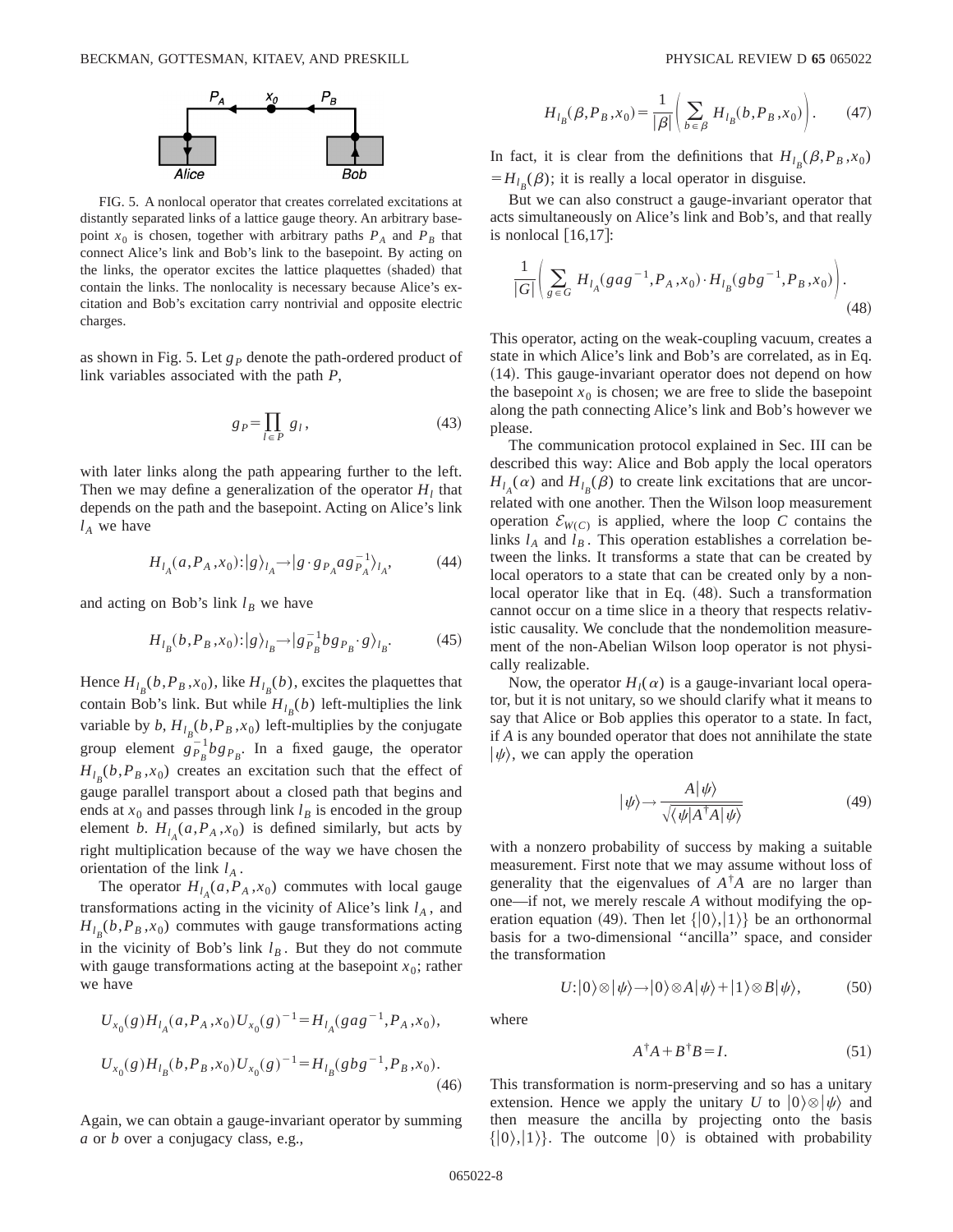FIG. 5. A nonlocal operator that creates correlated excitations at distantly separated links of a lattice gauge theory. An arbitrary basepoint $x_0$ is chosen, together with arbitrary paths $P_A$ and $P_B$ that connect Alice's link and Bob's link to the basepoint. By acting on the links, the operator excites the lattice plaquettes (shaded) that contain the links. The nonlocality is necessary because Alice's excitation and Bob's excitation carry nontrivial and opposite electric charges.

as shown in Fig. 5. Let $g_P$ denote the path-ordered product of link variables associated with the path $P$,

$$g_P = \prod_{l \in P} g_l, \tag{43}$$

with later links along the path appearing further to the left. Then we may define a generalization of the operator $H_l$ that depends on the path and the basepoint. Acting on Alice's link $l_A$ we have

$$H_{l_A}(a, P_A, x_0) : |g\rangle_{l_A} \to |g \cdot g_{P_A} a g_{P_A}^{-1}\rangle_{l_A}, \tag{44}$$

and acting on Bob's link $l_B$ we have

$$H_{l_B}(b, P_B, x_0) : |g\rangle_{l_B} \to |g_{P_B}^{-1} b g_{P_B} \cdot g\rangle_{l_B}. \tag{45}$$

Hence $H_{l_B}(b, P_B, x_0)$, like $H_{l_B}(b)$, excites the plaquettes that contain Bob's link. But while $H_{l_B}(b)$ left-multiplies the link variable by $b$, $H_{l_B}(b, P_B, x_0)$ left-multiplies by the conjugate group element $g_{P_B}^{-1} b g_{P_B}$. In a fixed gauge, the operator $H_{l_B}(b, P_B, x_0)$ creates an excitation such that the effect of gauge parallel transport about a closed path that begins and ends at $x_0$ and passes through link $l_B$ is encoded in the group element $b$. $H_{l_A}(a, P_A, x_0)$ is defined similarly, but acts by right multiplication because of the way we have chosen the orientation of the link $l_A$.

The operator $H_{l_A}(a, P_A, x_0)$ commutes with local gauge transformations acting in the vicinity of Alice's link $l_A$, and $H_{l_B}(b, P_B, x_0)$ commutes with gauge transformations acting in the vicinity of Bob's link $l_B$. But they do not commute with gauge transformations acting at the basepoint $x_0$; rather we have

$$U_{x_0}(g) H_{l_A}(a, P_A, x_0) U_{x_0}(g)^{-1} = H_{l_A}(g a g^{-1}, P_A, x_0),$$
$$U_{x_0}(g) H_{l_B}(b, P_B, x_0) U_{x_0}(g)^{-1} = H_{l_B}(g b g^{-1}, P_B, x_0). \tag{46}$$

Again, we can obtain a gauge-invariant operator by summing $a$ or $b$ over a conjugacy class, e.g.,

$$H_{l_B}(\beta, P_B, x_0) = \frac{1}{|\beta|} \left( \sum_{b \in \beta} H_{l_B}(b, P_B, x_0) \right). \tag{47}$$

In fact, it is clear from the definitions that $H_{l_B}(\beta, P_B, x_0) = H_{l_B}(\beta)$; it is really a local operator in disguise.

But we can also construct a gauge-invariant operator that acts simultaneously on Alice's link and Bob's, and that really is nonlocal [16,17]:

$$\frac{1}{|G|} \left( \sum_{g \in G} H_{l_A}(g a g^{-1}, P_A, x_0) \cdot H_{l_B}(g b g^{-1}, P_B, x_0) \right). \tag{48}$$

This operator, acting on the weak-coupling vacuum, creates a state in which Alice's link and Bob's are correlated, as in Eq. (14). This gauge-invariant operator does not depend on how the basepoint $x_0$ is chosen; we are free to slide the basepoint along the path connecting Alice's link and Bob's however we please.

The communication protocol explained in Sec. III can be described this way: Alice and Bob apply the local operators $H_{l_A}(\alpha)$ and $H_{l_B}(\beta)$ to create link excitations that are uncorrelated with one another. Then the Wilson loop measurement operation $\mathcal{E}_{W(C)}$ is applied, where the loop $C$ contains the links $l_A$ and $l_B$. This operation establishes a correlation between the links. It transforms a state that can be created by local operators to a state that can be created only by a nonlocal operator like that in Eq. (48). Such a transformation cannot occur on a time slice in a theory that respects relativistic causality. We conclude that the nondemolition measurement of the non-Abelian Wilson loop operator is not physically realizable.

Now, the operator $H_l(\alpha)$ is a gauge-invariant local operator, but it is not unitary, so we should clarify what it means to say that Alice or Bob applies this operator to a state. In fact, if $A$ is any bounded operator that does not annihilate the state $|\psi\rangle$, we can apply the operation

$$|\psi\rangle \to \frac{A|\psi\rangle}{\sqrt{\langle\psi|A^\dagger A|\psi\rangle}} \tag{49}$$

with a nonzero probability of success by making a suitable measurement. First note that we may assume without loss of generality that the eigenvalues of $A^\dagger A$ are no larger than one—if not, we merely rescale $A$ without modifying the operation equation (49). Then let $\{|0\rangle, |1\rangle\}$ be an orthonormal basis for a two-dimensional "ancilla" space, and consider the transformation

$$U : |0\rangle \otimes |\psi\rangle \to |0\rangle \otimes A|\psi\rangle + |1\rangle \otimes B|\psi\rangle, \tag{50}$$

where

$$A^\dagger A + B^\dagger B = I. \tag{51}$$

This transformation is norm-preserving and so has a unitary extension. Hence we apply the unitary $U$ to $|0\rangle \otimes |\psi\rangle$ and then measure the ancilla by projecting onto the basis $\{|0\rangle, |1\rangle\}$. The outcome $|0\rangle$ is obtained with probability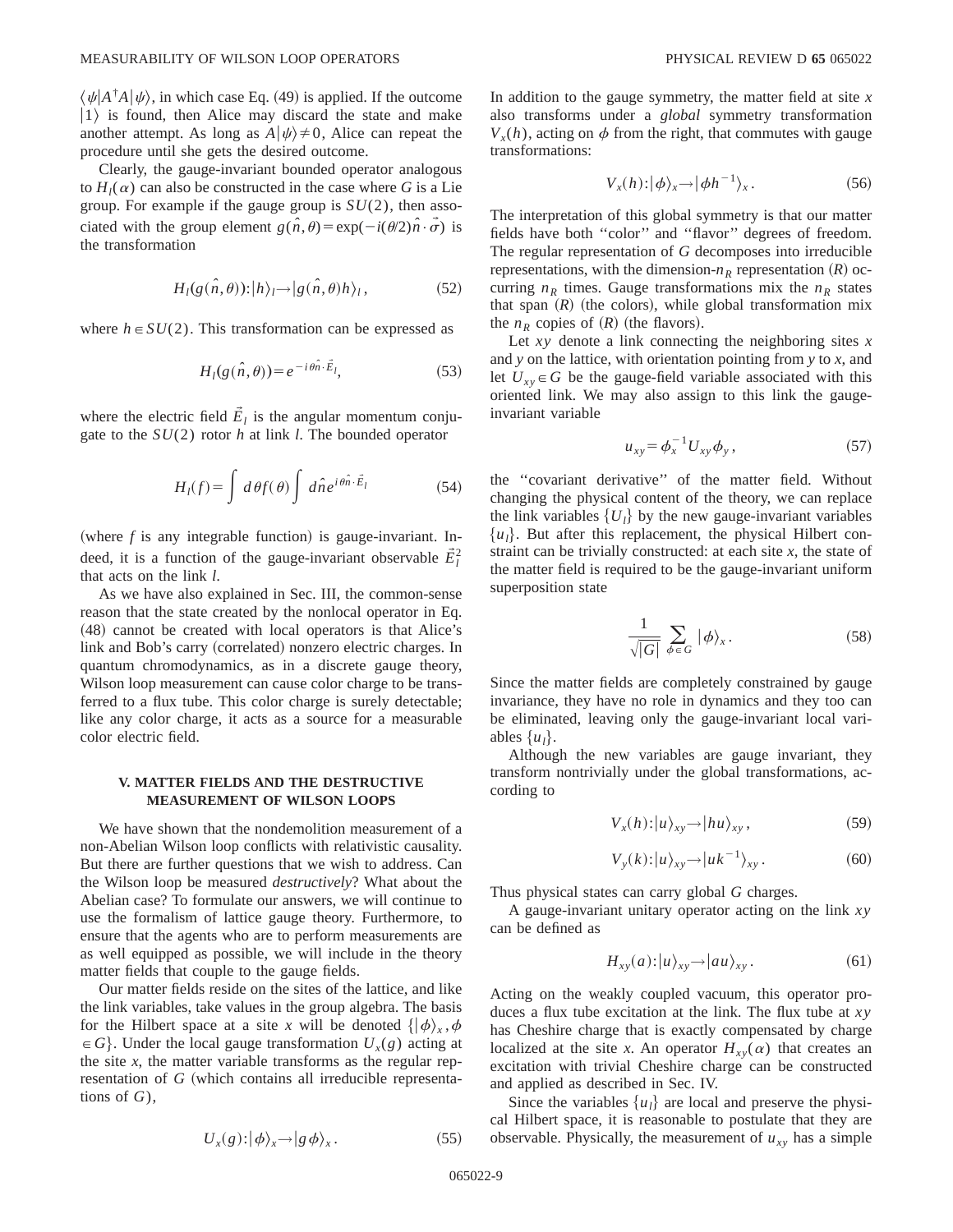$\langle\psi|A^\dagger A|\psi\rangle$, in which case Eq. (49) is applied. If the outcome $|1\rangle$ is found, then Alice may discard the state and make another attempt. As long as $A|\psi\rangle\neq 0$, Alice can repeat the procedure until she gets the desired outcome.

Clearly, the gauge-invariant bounded operator analogous to $H_l(\alpha)$ can also be constructed in the case where $G$ is a Lie group. For example if the gauge group is $SU(2)$, then associated with the group element $g(\hat{n},\theta)=\exp(-i(\theta/2)\hat{n}\cdot\vec{\sigma})$ is the transformation

$$H_l(g(\hat{n},\theta)):|h\rangle_l\rightarrow|g(\hat{n},\theta)h\rangle_l, \tag{52}$$

where $h\in SU(2)$. This transformation can be expressed as

$$H_l(g(\hat{n},\theta))=e^{-i\theta\hat{n}\cdot\vec{E}_l}, \tag{53}$$

where the electric field $\vec{E}_l$ is the angular momentum conjugate to the $SU(2)$ rotor $h$ at link $l$. The bounded operator

$$H_l(f)=\int d\theta f(\theta)\int d\hat{n}e^{i\theta\hat{n}\cdot\vec{E}_l} \tag{54}$$

(where $f$ is any integrable function) is gauge-invariant. Indeed, it is a function of the gauge-invariant observable $\vec{E}_l^2$ that acts on the link $l$.

As we have also explained in Sec. III, the common-sense reason that the state created by the nonlocal operator in Eq. (48) cannot be created with local operators is that Alice's link and Bob's carry (correlated) nonzero electric charges. In quantum chromodynamics, as in a discrete gauge theory, Wilson loop measurement can cause color charge to be transferred to a flux tube. This color charge is surely detectable; like any color charge, it acts as a source for a measurable color electric field.

## V. MATTER FIELDS AND THE DESTRUCTIVE MEASUREMENT OF WILSON LOOPS

We have shown that the nondemolition measurement of a non-Abelian Wilson loop conflicts with relativistic causality. But there are further questions that we wish to address. Can the Wilson loop be measured *destructively*? What about the Abelian case? To formulate our answers, we will continue to use the formalism of lattice gauge theory. Furthermore, to ensure that the agents who are to perform measurements are as well equipped as possible, we will include in the theory matter fields that couple to the gauge fields.

Our matter fields reside on the sites of the lattice, and like the link variables, take values in the group algebra. The basis for the Hilbert space at a site $x$ will be denoted $\{|\phi\rangle_x,\phi\in G\}$. Under the local gauge transformation $U_x(g)$ acting at the site $x$, the matter variable transforms as the regular representation of $G$ (which contains all irreducible representations of $G$),

$$U_x(g):|\phi\rangle_x\rightarrow|g\phi\rangle_x. \tag{55}$$

In addition to the gauge symmetry, the matter field at site $x$ also transforms under a *global* symmetry transformation $V_x(h)$, acting on $\phi$ from the right, that commutes with gauge transformations:

$$V_x(h):|\phi\rangle_x\rightarrow|\phi h^{-1}\rangle_x. \tag{56}$$

The interpretation of this global symmetry is that our matter fields have both "color" and "flavor" degrees of freedom. The regular representation of $G$ decomposes into irreducible representations, with the dimension-$n_R$ representation $(R)$ occurring $n_R$ times. Gauge transformations mix the $n_R$ states that span $(R)$ (the colors), while global transformation mix the $n_R$ copies of $(R)$ (the flavors).

Let $xy$ denote a link connecting the neighboring sites $x$ and $y$ on the lattice, with orientation pointing from $y$ to $x$, and let $U_{xy}\in G$ be the gauge-field variable associated with this oriented link. We may also assign to this link the gauge-invariant variable

$$u_{xy}=\phi_x^{-1}U_{xy}\phi_y, \tag{57}$$

the "covariant derivative" of the matter field. Without changing the physical content of the theory, we can replace the link variables $\{U_l\}$ by the new gauge-invariant variables $\{u_l\}$. But after this replacement, the physical Hilbert constraint can be trivially constructed: at each site $x$, the state of the matter field is required to be the gauge-invariant uniform superposition state

$$\frac{1}{\sqrt{|G|}}\sum_{\phi\in G}|\phi\rangle_x. \tag{58}$$

Since the matter fields are completely constrained by gauge invariance, they have no role in dynamics and they too can be eliminated, leaving only the gauge-invariant local variables $\{u_l\}$.

Although the new variables are gauge invariant, they transform nontrivially under the global transformations, according to

$$V_x(h):|u\rangle_{xy}\rightarrow|hu\rangle_{xy}, \tag{59}$$

$$V_y(k):|u\rangle_{xy}\rightarrow|uk^{-1}\rangle_{xy}. \tag{60}$$

Thus physical states can carry global $G$ charges.

A gauge-invariant unitary operator acting on the link $xy$ can be defined as

$$H_{xy}(a):|u\rangle_{xy}\rightarrow|au\rangle_{xy}. \tag{61}$$

Acting on the weakly coupled vacuum, this operator produces a flux tube excitation at the link. The flux tube at $xy$ has Cheshire charge that is exactly compensated by charge localized at the site $x$. An operator $H_{xy}(\alpha)$ that creates an excitation with trivial Cheshire charge can be constructed and applied as described in Sec. IV.

Since the variables $\{u_l\}$ are local and preserve the physical Hilbert space, it is reasonable to postulate that they are observable. Physically, the measurement of $u_{xy}$ has a simple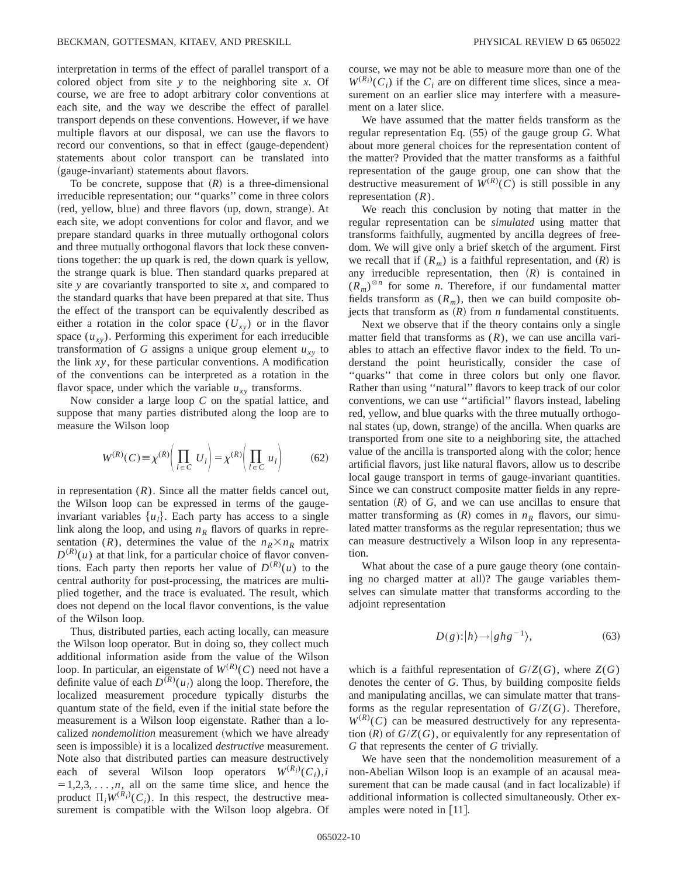interpretation in terms of the effect of parallel transport of a colored object from site $y$ to the neighboring site $x$. Of course, we are free to adopt arbitrary color conventions at each site, and the way we describe the effect of parallel transport depends on these conventions. However, if we have multiple flavors at our disposal, we can use the flavors to record our conventions, so that in effect (gauge-dependent) statements about color transport can be translated into (gauge-invariant) statements about flavors.

To be concrete, suppose that $(R)$ is a three-dimensional irreducible representation; our "quarks" come in three colors (red, yellow, blue) and three flavors (up, down, strange). At each site, we adopt conventions for color and flavor, and we prepare standard quarks in three mutually orthogonal colors and three mutually orthogonal flavors that lock these conventions together: the up quark is red, the down quark is yellow, the strange quark is blue. Then standard quarks prepared at site $y$ are covariantly transported to site $x$, and compared to the standard quarks that have been prepared at that site. Thus the effect of the transport can be equivalently described as either a rotation in the color space ($U_{xy}$) or in the flavor space ($u_{xy}$). Performing this experiment for each irreducible transformation of $G$ assigns a unique group element $u_{xy}$ to the link $xy$, for these particular conventions. A modification of the conventions can be interpreted as a rotation in the flavor space, under which the variable $u_{xy}$ transforms.

Now consider a large loop $C$ on the spatial lattice, and suppose that many parties distributed along the loop are to measure the Wilson loop

$$W^{(R)}(C) \equiv \chi^{(R)}\left(\prod_{l \in C} U_l\right) = \chi^{(R)}\left(\prod_{l \in C} u_l\right) \tag{62}$$

in representation $(R)$. Since all the matter fields cancel out, the Wilson loop can be expressed in terms of the gauge-invariant variables $\{u_l\}$. Each party has access to a single link along the loop, and using $n_R$ flavors of quarks in representation $(R)$, determines the value of the $n_R \times n_R$ matrix $D^{(R)}(u)$ at that link, for a particular choice of flavor conventions. Each party then reports her value of $D^{(R)}(u)$ to the central authority for post-processing, the matrices are multiplied together, and the trace is evaluated. The result, which does not depend on the local flavor conventions, is the value of the Wilson loop.

Thus, distributed parties, each acting locally, can measure the Wilson loop operator. But in doing so, they collect much additional information aside from the value of the Wilson loop. In particular, an eigenstate of $W^{(R)}(C)$ need not have a definite value of each $D^{(R)}(u_l)$ along the loop. Therefore, the localized measurement procedure typically disturbs the quantum state of the field, even if the initial state before the measurement is a Wilson loop eigenstate. Rather than a localized *nondemolition* measurement (which we have already seen is impossible) it is a localized *destructive* measurement. Note also that distributed parties can measure destructively each of several Wilson loop operators $W^{(R_i)}(C_i), i = 1,2,3,\ldots,n$, all on the same time slice, and hence the product $\Pi_i W^{(R_i)}(C_i)$. In this respect, the destructive measurement is compatible with the Wilson loop algebra. Of course, we may not be able to measure more than one of the $W^{(R_i)}(C_i)$ if the $C_i$ are on different time slices, since a measurement on an earlier slice may interfere with a measurement on a later slice.

We have assumed that the matter fields transform as the regular representation Eq. (55) of the gauge group $G$. What about more general choices for the representation content of the matter? Provided that the matter transforms as a faithful representation of the gauge group, one can show that the destructive measurement of $W^{(R)}(C)$ is still possible in any representation $(R)$.

We reach this conclusion by noting that matter in the regular representation can be *simulated* using matter that transforms faithfully, augmented by ancilla degrees of freedom. We will give only a brief sketch of the argument. First we recall that if $(R_m)$ is a faithful representation, and $(R)$ is any irreducible representation, then $(R)$ is contained in $(R_m)^{\otimes n}$ for some $n$. Therefore, if our fundamental matter fields transform as $(R_m)$, then we can build composite objects that transform as $(R)$ from $n$ fundamental constituents.

Next we observe that if the theory contains only a single matter field that transforms as $(R)$, we can use ancilla variables to attach an effective flavor index to the field. To understand the point heuristically, consider the case of "quarks" that come in three colors but only one flavor. Rather than using "natural" flavors to keep track of our color conventions, we can use "artificial" flavors instead, labeling red, yellow, and blue quarks with the three mutually orthogonal states (up, down, strange) of the ancilla. When quarks are transported from one site to a neighboring site, the attached value of the ancilla is transported along with the color; hence artificial flavors, just like natural flavors, allow us to describe local gauge transport in terms of gauge-invariant quantities. Since we can construct composite matter fields in any representation $(R)$ of $G$, and we can use ancillas to ensure that matter transforming as $(R)$ comes in $n_R$ flavors, our simulated matter transforms as the regular representation; thus we can measure destructively a Wilson loop in any representation.

What about the case of a pure gauge theory (one containing no charged matter at all)? The gauge variables themselves can simulate matter that transforms according to the adjoint representation

$$D(g): |h\rangle \rightarrow |ghg^{-1}\rangle, \tag{63}$$

which is a faithful representation of $G/Z(G)$, where $Z(G)$ denotes the center of $G$. Thus, by building composite fields and manipulating ancillas, we can simulate matter that transforms as the regular representation of $G/Z(G)$. Therefore, $W^{(R)}(C)$ can be measured destructively for any representation $(R)$ of $G/Z(G)$, or equivalently for any representation of $G$ that represents the center of $G$ trivially.

We have seen that the nondemolition measurement of a non-Abelian Wilson loop is an example of an acausal measurement that can be made causal (and in fact localizable) if additional information is collected simultaneously. Other examples were noted in [11].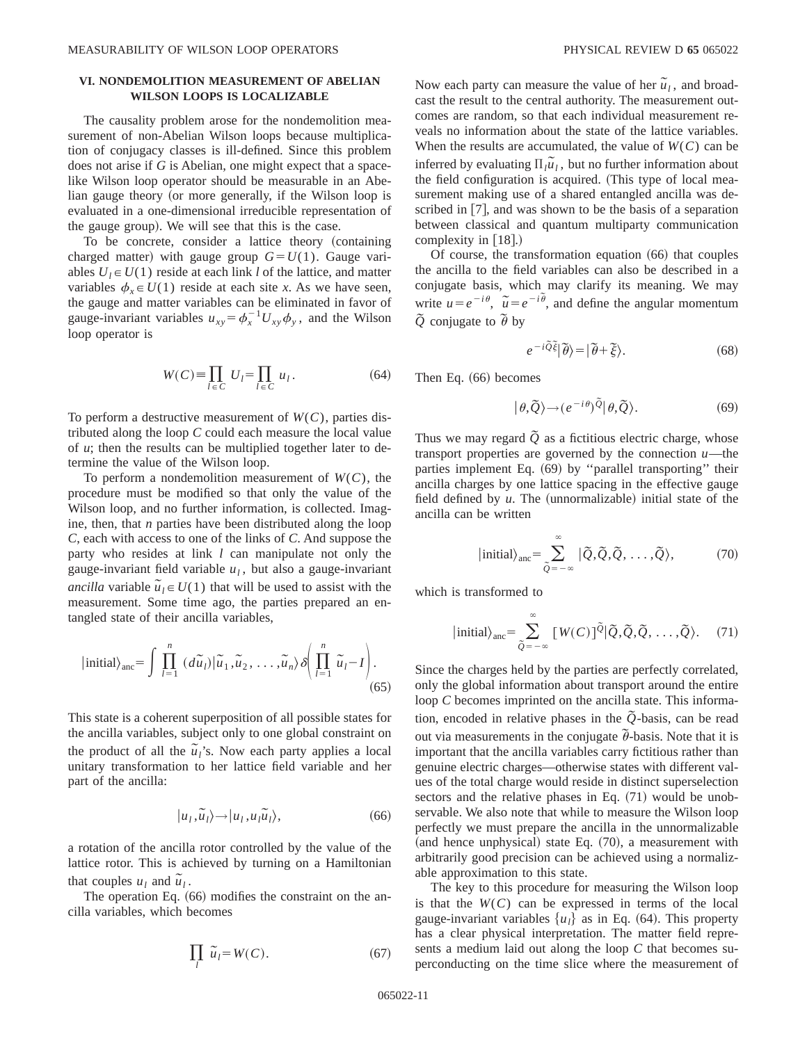### VI. NONDEMOLITION MEASUREMENT OF ABELIAN WILSON LOOPS IS LOCALIZABLE

The causality problem arose for the nondemolition measurement of non-Abelian Wilson loops because multiplication of conjugacy classes is ill-defined. Since this problem does not arise if $G$ is Abelian, one might expect that a spacelike Wilson loop operator should be measurable in an Abelian gauge theory (or more generally, if the Wilson loop is evaluated in a one-dimensional irreducible representation of the gauge group). We will see that this is the case.

To be concrete, consider a lattice theory (containing charged matter) with gauge group $G=U(1)$. Gauge variables $U_l \in U(1)$ reside at each link $l$ of the lattice, and matter variables $\phi_x \in U(1)$ reside at each site $x$. As we have seen, the gauge and matter variables can be eliminated in favor of gauge-invariant variables $u_{xy}=\phi_x^{-1}U_{xy}\phi_y$, and the Wilson loop operator is

$$W(C)\equiv \prod_{l\in C} U_l = \prod_{l \in C} u_l. \tag{64}$$

To perform a destructive measurement of $W(C)$, parties distributed along the loop $C$ could each measure the local value of $u$; then the results can be multiplied together later to determine the value of the Wilson loop.

To perform a nondemolition measurement of $W(C)$, the procedure must be modified so that only the value of the Wilson loop, and no further information, is collected. Imagine, then, that $n$ parties have been distributed along the loop $C$, each with access to one of the links of $C$. And suppose the party who resides at link $l$ can manipulate not only the gauge-invariant field variable $u_l$, but also a gauge-invariant *ancilla* variable $\tilde{u}_l \in U(1)$ that will be used to assist with the measurement. Some time ago, the parties prepared an entangled state of their ancilla variables,

$$|\text{initial}\rangle_{\text{anc}} = \int \prod_{l=1}^{n} (d\tilde{u}_l)|\tilde{u}_1,\tilde{u}_2,\ldots,\tilde{u}_n\rangle \delta\left(\prod_{l=1}^{n}\tilde{u}_l - I\right). \tag{65}$$

This state is a coherent superposition of all possible states for the ancilla variables, subject only to one global constraint on the product of all the $\tilde{u}_l$'s. Now each party applies a local unitary transformation to her lattice field variable and her part of the ancilla:

$$|u_l,\tilde{u}_l\rangle \to |u_l, u_l\tilde{u}_l\rangle, \tag{66}$$

a rotation of the ancilla rotor controlled by the value of the lattice rotor. This is achieved by turning on a Hamiltonian that couples $u_l$ and $\tilde{u}_l$.

The operation Eq. (66) modifies the constraint on the ancilla variables, which becomes

$$\prod_l \tilde{u}_l = W(C). \tag{67}$$

Now each party can measure the value of her $\tilde{u}_l$, and broadcast the result to the central authority. The measurement outcomes are random, so that each individual measurement reveals no information about the state of the lattice variables. When the results are accumulated, the value of $W(C)$ can be inferred by evaluating $\Pi_l \tilde{u}_l$, but no further information about the field configuration is acquired. (This type of local measurement making use of a shared entangled ancilla was described in [7], and was shown to be the basis of a separation between classical and quantum multiparty communication complexity in [18].)

Of course, the transformation equation (66) that couples the ancilla to the field variables can also be described in a conjugate basis, which may clarify its meaning. We may write $u=e^{-i\theta}$, $\tilde{u}=e^{-i\tilde{\theta}}$, and define the angular momentum $\tilde{Q}$ conjugate to $\tilde{\theta}$ by

$$e^{-i\tilde{Q}\tilde{\xi}}|\tilde{\theta}\rangle = |\tilde{\theta}+\tilde{\xi}\rangle. \tag{68}$$

Then Eq. (66) becomes

$$|\theta,\tilde{Q}\rangle \to (e^{-i\theta})^{\tilde{Q}}|\theta,\tilde{Q}\rangle. \tag{69}$$

Thus we may regard $\tilde{Q}$ as a fictitious electric charge, whose transport properties are governed by the connection $u$—the parties implement Eq. (69) by "parallel transporting" their ancilla charges by one lattice spacing in the effective gauge field defined by $u$. The (unnormalizable) initial state of the ancilla can be written

$$|\text{initial}\rangle_{\text{anc}} = \sum_{\tilde{Q}=-\infty}^{\infty} |\tilde{Q},\tilde{Q},\tilde{Q},\ldots,\tilde{Q}\rangle, \tag{70}$$

which is transformed to

$$|\text{initial}\rangle_{\text{anc}} = \sum_{\tilde{Q}=-\infty}^{\infty} [W(C)]^{\tilde{Q}}|\tilde{Q},\tilde{Q},\tilde{Q},\ldots,\tilde{Q}\rangle. \tag{71}$$

Since the charges held by the parties are perfectly correlated, only the global information about transport around the entire loop $C$ becomes imprinted on the ancilla state. This information, encoded in relative phases in the $\tilde{Q}$-basis, can be read out via measurements in the conjugate $\tilde{\theta}$-basis. Note that it is important that the ancilla variables carry fictitious rather than genuine electric charges—otherwise states with different values of the total charge would reside in distinct superselection sectors and the relative phases in Eq. (71) would be unobservable. We also note that while to measure the Wilson loop perfectly we must prepare the ancilla in the unnormalizable (and hence unphysical) state Eq. (70), a measurement with arbitrarily good precision can be achieved using a normalizable approximation to this state.

The key to this procedure for measuring the Wilson loop is that the $W(C)$ can be expressed in terms of the local gauge-invariant variables $\{u_l\}$ as in Eq. (64). This property has a clear physical interpretation. The matter field represents a medium laid out along the loop $C$ that becomes superconducting on the time slice where the measurement of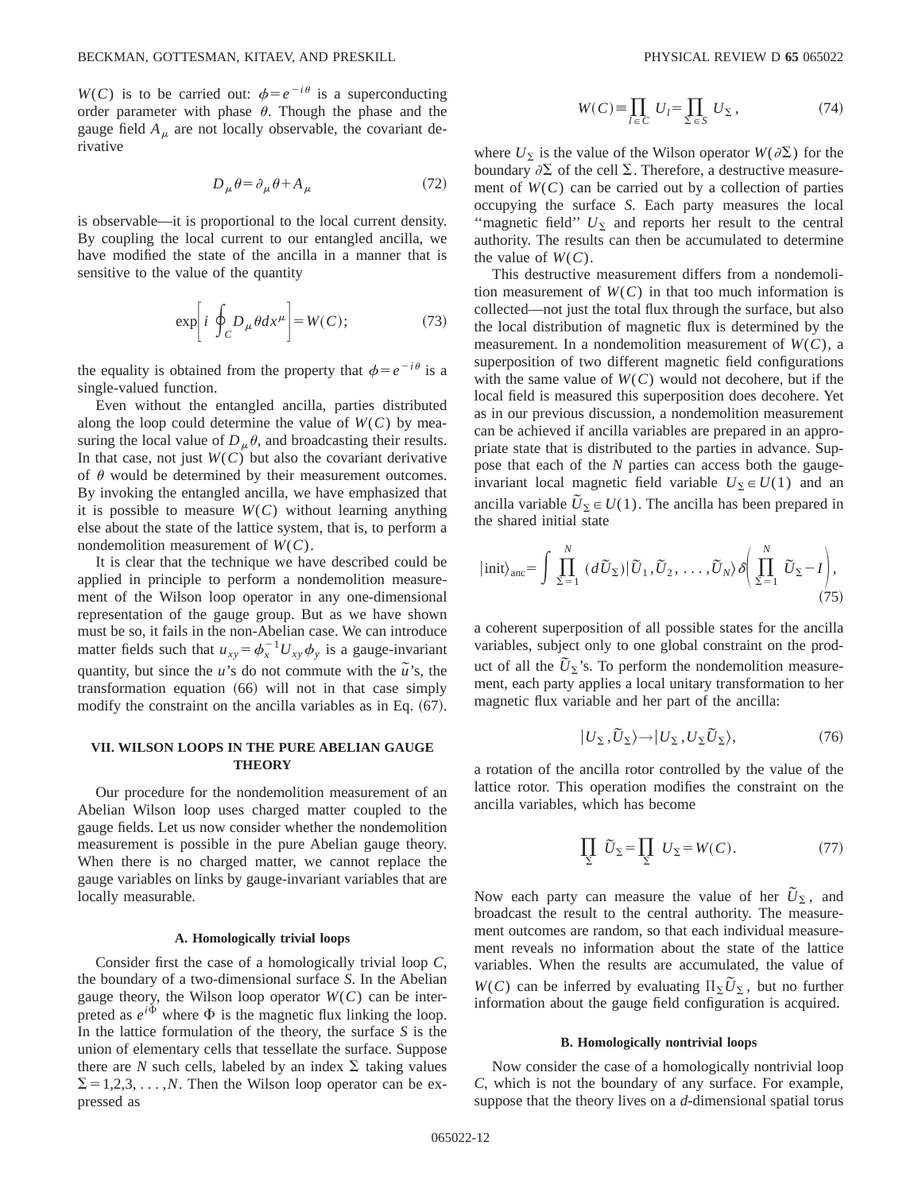$W(C)$ is to be carried out: $\phi = e^{-i\theta}$ is a superconducting order parameter with phase $\theta$. Though the phase and the gauge field $A_\mu$ are not locally observable, the covariant derivative

$$D_\mu \theta = \partial_\mu \theta + A_\mu \tag{72}$$

is observable—it is proportional to the local current density. By coupling the local current to our entangled ancilla, we have modified the state of the ancilla in a manner that is sensitive to the value of the quantity

$$\exp\left[ i \oint_C D_\mu \theta dx^\mu \right] = W(C); \tag{73}$$

the equality is obtained from the property that $\phi = e^{-i\theta}$ is a single-valued function.

Even without the entangled ancilla, parties distributed along the loop could determine the value of $W(C)$ by measuring the local value of $D_\mu \theta$, and broadcasting their results. In that case, not just $W(C)$ but also the covariant derivative of $\theta$ would be determined by their measurement outcomes. By invoking the entangled ancilla, we have emphasized that it is possible to measure $W(C)$ without learning anything else about the state of the lattice system, that is, to perform a nondemolition measurement of $W(C)$.

It is clear that the technique we have described could be applied in principle to perform a nondemolition measurement of the Wilson loop operator in any one-dimensional representation of the gauge group. But as we have shown must be so, it fails in the non-Abelian case. We can introduce matter fields such that $u_{xy} = \phi_x^{-1} U_{xy} \phi_y$ is a gauge-invariant quantity, but since the $u$'s do not commute with the $\tilde{u}$'s, the transformation equation (66) will not in that case simply modify the constraint on the ancilla variables as in Eq. (67).

## VII. WILSON LOOPS IN THE PURE ABELIAN GAUGE THEORY

Our procedure for the nondemolition measurement of an Abelian Wilson loop uses charged matter coupled to the gauge fields. Let us now consider whether the nondemolition measurement is possible in the pure Abelian gauge theory. When there is no charged matter, we cannot replace the gauge variables on links by gauge-invariant variables that are locally measurable.

### A. Homologically trivial loops

Consider first the case of a homologically trivial loop $C$, the boundary of a two-dimensional surface $S$. In the Abelian gauge theory, the Wilson loop operator $W(C)$ can be interpreted as $e^{i\Phi}$ where $\Phi$ is the magnetic flux linking the loop. In the lattice formulation of the theory, the surface $S$ is the union of elementary cells that tessellate the surface. Suppose there are $N$ such cells, labeled by an index $\Sigma$ taking values $\Sigma = 1,2,3,\ldots,N$. Then the Wilson loop operator can be expressed as

$$W(C) \equiv \prod_{l \in C} U_l = \prod_{\Sigma \in S} U_\Sigma, \tag{74}$$

where $U_\Sigma$ is the value of the Wilson operator $W(\partial\Sigma)$ for the boundary $\partial\Sigma$ of the cell $\Sigma$. Therefore, a destructive measurement of $W(C)$ can be carried out by a collection of parties occupying the surface $S$. Each party measures the local "magnetic field" $U_\Sigma$ and reports her result to the central authority. The results can then be accumulated to determine the value of $W(C)$.

This destructive measurement differs from a nondemolition measurement of $W(C)$ in that too much information is collected—not just the total flux through the surface, but also the local distribution of magnetic flux is determined by the measurement. In a nondemolition measurement of $W(C)$, a superposition of two different magnetic field configurations with the same value of $W(C)$ would not decohere, but if the local field is measured this superposition does decohere. Yet as in our previous discussion, a nondemolition measurement can be achieved if ancilla variables are prepared in an appropriate state that is distributed to the parties in advance. Suppose that each of the $N$ parties can access both the gauge-invariant local magnetic field variable $U_\Sigma \in U(1)$ and an ancilla variable $\tilde{U}_\Sigma \in U(1)$. The ancilla has been prepared in the shared initial state

$$|\text{init}\rangle_{\text{anc}} = \int \prod_{\Sigma=1}^{N} (d\tilde{U}_\Sigma) |\tilde{U}_1, \tilde{U}_2, \ldots, \tilde{U}_N\rangle \delta\left( \prod_{\Sigma=1}^{N} \tilde{U}_\Sigma - I \right), \tag{75}$$

a coherent superposition of all possible states for the ancilla variables, subject only to one global constraint on the product of all the $\tilde{U}_\Sigma$'s. To perform the nondemolition measurement, each party applies a local unitary transformation to her magnetic flux variable and her part of the ancilla:

$$|U_\Sigma, \tilde{U}_\Sigma\rangle \to |U_\Sigma, U_\Sigma \tilde{U}_\Sigma\rangle, \tag{76}$$

a rotation of the ancilla rotor controlled by the value of the lattice rotor. This operation modifies the constraint on the ancilla variables, which has become

$$\prod_\Sigma \tilde{U}_\Sigma = \prod_\Sigma U_\Sigma = W(C). \tag{77}$$

Now each party can measure the value of her $\tilde{U}_\Sigma$, and broadcast the result to the central authority. The measurement outcomes are random, so that each individual measurement reveals no information about the state of the lattice variables. When the results are accumulated, the value of $W(C)$ can be inferred by evaluating $\Pi_\Sigma \tilde{U}_\Sigma$, but no further information about the gauge field configuration is acquired.

### B. Homologically nontrivial loops

Now consider the case of a homologically nontrivial loop $C$, which is not the boundary of any surface. For example, suppose that the theory lives on a $d$-dimensional spatial torus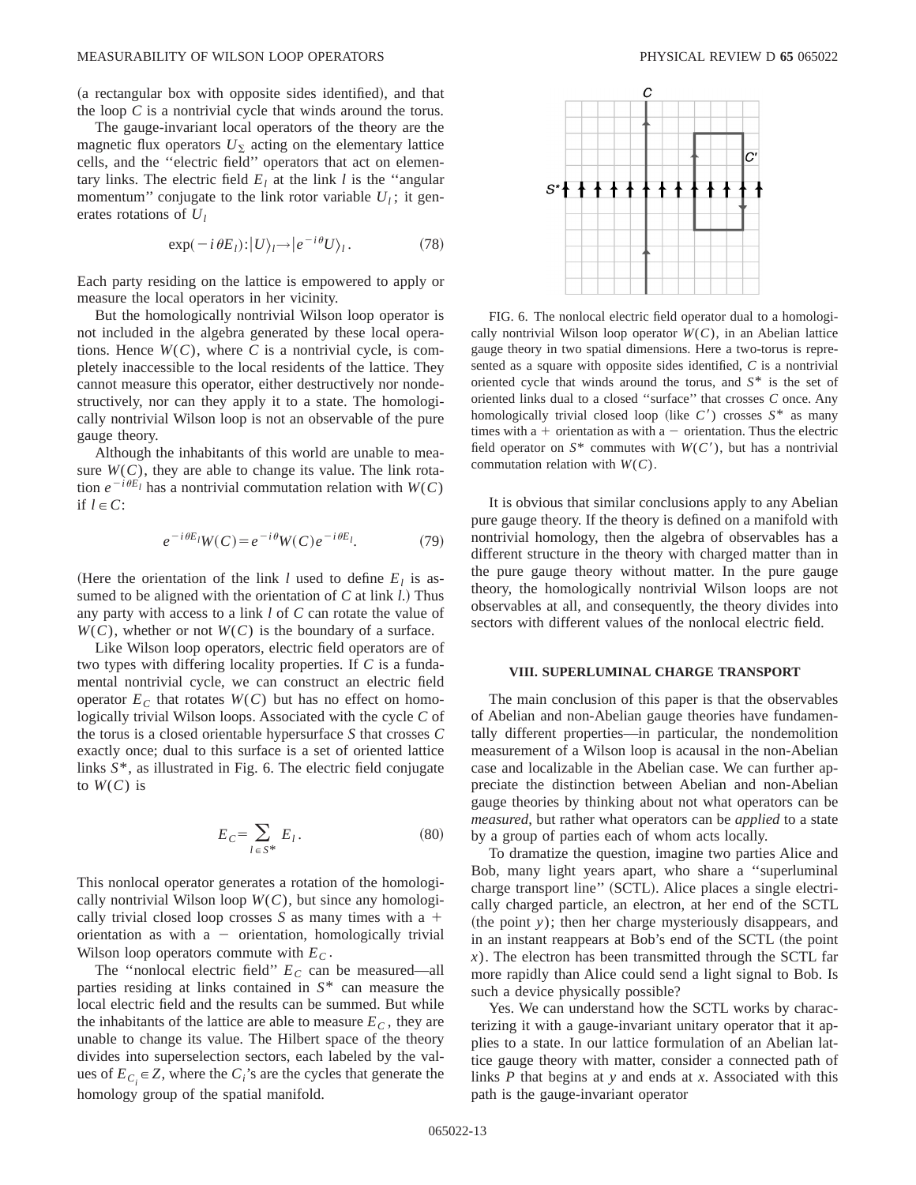(a rectangular box with opposite sides identified), and that the loop $C$ is a nontrivial cycle that winds around the torus.

The gauge-invariant local operators of the theory are the magnetic flux operators $U_\Sigma$ acting on the elementary lattice cells, and the "electric field" operators that act on elementary links. The electric field $E_l$ at the link $l$ is the "angular momentum" conjugate to the link rotor variable $U_l$; it generates rotations of $U_l$

$$\exp(-i\theta E_l):|U\rangle_l \rightarrow |e^{-i\theta}U\rangle_l. \tag{78}$$

Each party residing on the lattice is empowered to apply or measure the local operators in her vicinity.

But the homologically nontrivial Wilson loop operator is not included in the algebra generated by these local operators. Hence $W(C)$, where $C$ is a nontrivial cycle, is completely inaccessible to the local residents of the lattice. They cannot measure this operator, either destructively nor nondestructively, nor can they apply it to a state. The homologically nontrivial Wilson loop is not an observable of the pure gauge theory.

Although the inhabitants of this world are unable to measure $W(C)$, they are able to change its value. The link rotation $e^{-i\theta E_l}$ has a nontrivial commutation relation with $W(C)$ if $l \in C$:

$$e^{-i\theta E_l}W(C) = e^{-i\theta}W(C)e^{-i\theta E_l}. \tag{79}$$

(Here the orientation of the link $l$ used to define $E_l$ is assumed to be aligned with the orientation of $C$ at link $l$.) Thus any party with access to a link $l$ of $C$ can rotate the value of $W(C)$, whether or not $W(C)$ is the boundary of a surface.

Like Wilson loop operators, electric field operators are of two types with differing locality properties. If $C$ is a fundamental nontrivial cycle, we can construct an electric field operator $E_C$ that rotates $W(C)$ but has no effect on homologically trivial Wilson loops. Associated with the cycle $C$ of the torus is a closed orientable hypersurface $S$ that crosses $C$ exactly once; dual to this surface is a set of oriented lattice links $S^*$, as illustrated in Fig. 6. The electric field conjugate to $W(C)$ is

$$E_C = \sum_{l \in S^*} E_l. \tag{80}$$

This nonlocal operator generates a rotation of the homologically nontrivial Wilson loop $W(C)$, but since any homologically trivial closed loop crosses $S$ as many times with a $+$ orientation as with a $-$ orientation, homologically trivial Wilson loop operators commute with $E_C$.

The "nonlocal electric field" $E_C$ can be measured—all parties residing at links contained in $S^*$ can measure the local electric field and the results can be summed. But while the inhabitants of the lattice are able to measure $E_C$, they are unable to change its value. The Hilbert space of the theory divides into superselection sectors, each labeled by the values of $E_{C_i} \in Z$, where the $C_i$'s are the cycles that generate the homology group of the spatial manifold.

C

C′

S*

FIG. 6. The nonlocal electric field operator dual to a homologically nontrivial Wilson loop operator $W(C)$, in an Abelian lattice gauge theory in two spatial dimensions. Here a two-torus is represented as a square with opposite sides identified, $C$ is a nontrivial oriented cycle that winds around the torus, and $S^*$ is the set of oriented links dual to a closed "surface" that crosses $C$ once. Any homologically trivial closed loop (like $C'$) crosses $S^*$ as many times with a $+$ orientation as with a $-$ orientation. Thus the electric field operator on $S^*$ commutes with $W(C')$, but has a nontrivial commutation relation with $W(C)$.

It is obvious that similar conclusions apply to any Abelian pure gauge theory. If the theory is defined on a manifold with nontrivial homology, then the algebra of observables has a different structure in the theory with charged matter than in the pure gauge theory without matter. In the pure gauge theory, the homologically nontrivial Wilson loops are not observables at all, and consequently, the theory divides into sectors with different values of the nonlocal electric field.

## VIII. SUPERLUMINAL CHARGE TRANSPORT

The main conclusion of this paper is that the observables of Abelian and non-Abelian gauge theories have fundamentally different properties—in particular, the nondemolition measurement of a Wilson loop is acausal in the non-Abelian case and localizable in the Abelian case. We can further appreciate the distinction between Abelian and non-Abelian gauge theories by thinking about not what operators can be *measured*, but rather what operators can be *applied* to a state by a group of parties each of whom acts locally.

To dramatize the question, imagine two parties Alice and Bob, many light years apart, who share a "superluminal charge transport line" (SCTL). Alice places a single electrically charged particle, an electron, at her end of the SCTL (the point $y$); then her charge mysteriously disappears, and in an instant reappears at Bob's end of the SCTL (the point $x$). The electron has been transmitted through the SCTL far more rapidly than Alice could send a light signal to Bob. Is such a device physically possible?

Yes. We can understand how the SCTL works by characterizing it with a gauge-invariant unitary operator that it applies to a state. In our lattice formulation of an Abelian lattice gauge theory with matter, consider a connected path of links $P$ that begins at $y$ and ends at $x$. Associated with this path is the gauge-invariant operator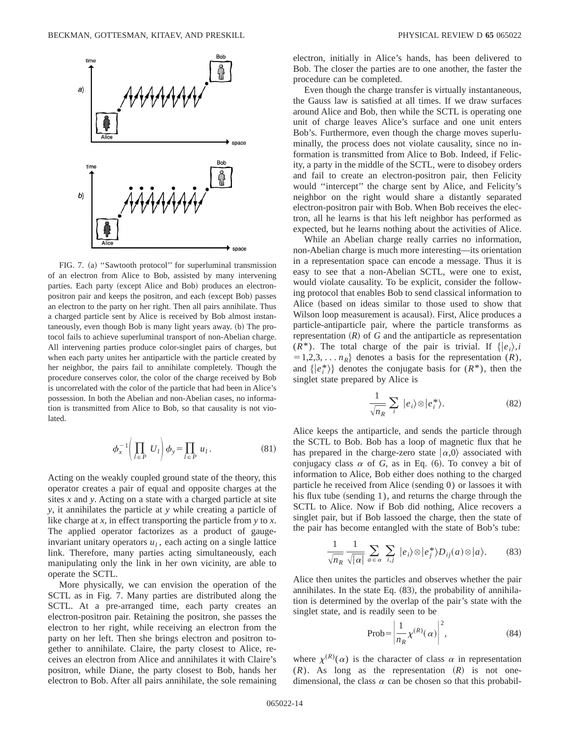FIG. 7. (a) ''Sawtooth protocol'' for superluminal transmission of an electron from Alice to Bob, assisted by many intervening parties. Each party (except Alice and Bob) produces an electron-positron pair and keeps the positron, and each (except Bob) passes an electron to the party on her right. Then all pairs annihilate. Thus a charged particle sent by Alice is received by Bob almost instantaneously, even though Bob is many light years away. (b) The protocol fails to achieve superluminal transport of non-Abelian charge. All intervening parties produce color-singlet pairs of charges, but when each party unites her antiparticle with the particle created by her neighbor, the pairs fail to annihilate completely. Though the procedure conserves color, the color of the charge received by Bob is uncorrelated with the color of the particle that had been in Alice's possession. In both the Abelian and non-Abelian cases, no information is transmitted from Alice to Bob, so that causality is not violated.

$$\phi_x^{-1}\left(\prod_{l\in P} U_l\right)\phi_y=\prod_{l\in P} u_l . \tag{81}$$

Acting on the weakly coupled ground state of the theory, this operator creates a pair of equal and opposite charges at the sites $x$ and $y$. Acting on a state with a charged particle at site $y$, it annihilates the particle at $y$ while creating a particle of like charge at $x$, in effect transporting the particle from $y$ to $x$. The applied operator factorizes as a product of gauge-invariant unitary operators $u_l$, each acting on a single lattice link. Therefore, many parties acting simultaneously, each manipulating only the link in her own vicinity, are able to operate the SCTL.

More physically, we can envision the operation of the SCTL as in Fig. 7. Many parties are distributed along the SCTL. At a pre-arranged time, each party creates an electron-positron pair. Retaining the positron, she passes the electron to her right, while receiving an electron from the party on her left. Then she brings electron and positron together to annihilate. Claire, the party closest to Alice, receives an electron from Alice and annihilates it with Claire's positron, while Diane, the party closest to Bob, hands her electron to Bob. After all pairs annihilate, the sole remaining electron, initially in Alice's hands, has been delivered to Bob. The closer the parties are to one another, the faster the procedure can be completed.

Even though the charge transfer is virtually instantaneous, the Gauss law is satisfied at all times. If we draw surfaces around Alice and Bob, then while the SCTL is operating one unit of charge leaves Alice's surface and one unit enters Bob's. Furthermore, even though the charge moves superluminally, the process does not violate causality, since no information is transmitted from Alice to Bob. Indeed, if Felicity, a party in the middle of the SCTL, were to disobey orders and fail to create an electron-positron pair, then Felicity would ''intercept'' the charge sent by Alice, and Felicity's neighbor on the right would share a distantly separated electron-positron pair with Bob. When Bob receives the electron, all he learns is that his left neighbor has performed as expected, but he learns nothing about the activities of Alice.

While an Abelian charge really carries no information, non-Abelian charge is much more interesting—its orientation in a representation space can encode a message. Thus it is easy to see that a non-Abelian SCTL, were one to exist, would violate causality. To be explicit, consider the following protocol that enables Bob to send classical information to Alice (based on ideas similar to those used to show that Wilson loop measurement is acausal). First, Alice produces a particle-antiparticle pair, where the particle transforms as representation $(R)$ of $G$ and the antiparticle as representation $(R^*)$. The total charge of the pair is trivial. If $\{|e_i\rangle, i=1,2,3,\ldots n_R\}$ denotes a basis for the representation $(R)$, and $\{|e_i^*\rangle\}$ denotes the conjugate basis for $(R^*)$, then the singlet state prepared by Alice is

$$\frac{1}{\sqrt{n_R}}\sum_i |e_i\rangle\otimes|e_i^*\rangle. \tag{82}$$

Alice keeps the antiparticle, and sends the particle through the SCTL to Bob. Bob has a loop of magnetic flux that he has prepared in the charge-zero state $|\alpha,0\rangle$ associated with conjugacy class $\alpha$ of $G$, as in Eq. (6). To convey a bit of information to Alice, Bob either does nothing to the charged particle he received from Alice (sending 0) or lassoes it with his flux tube (sending 1), and returns the charge through the SCTL to Alice. Now if Bob did nothing, Alice recovers a singlet pair, but if Bob lassoed the charge, then the state of the pair has become entangled with the state of Bob's tube:

$$\frac{1}{\sqrt{n_R}}\frac{1}{\sqrt{|\alpha|}}\sum_{a\in\alpha}\sum_{i,j}|e_i\rangle\otimes|e_j^*\rangle D_{ij}(a)\otimes|a\rangle. \tag{83}$$

Alice then unites the particles and observes whether the pair annihilates. In the state Eq. (83), the probability of annihilation is determined by the overlap of the pair's state with the singlet state, and is readily seen to be

$$\text{Prob}=\left|\frac{1}{n_R}\chi^{(R)}(\alpha)\right|^2, \tag{84}$$

where $\chi^{(R)}(\alpha)$ is the character of class $\alpha$ in representation $(R)$. As long as the representation $(R)$ is not one-dimensional, the class $\alpha$ can be chosen so that this probabil-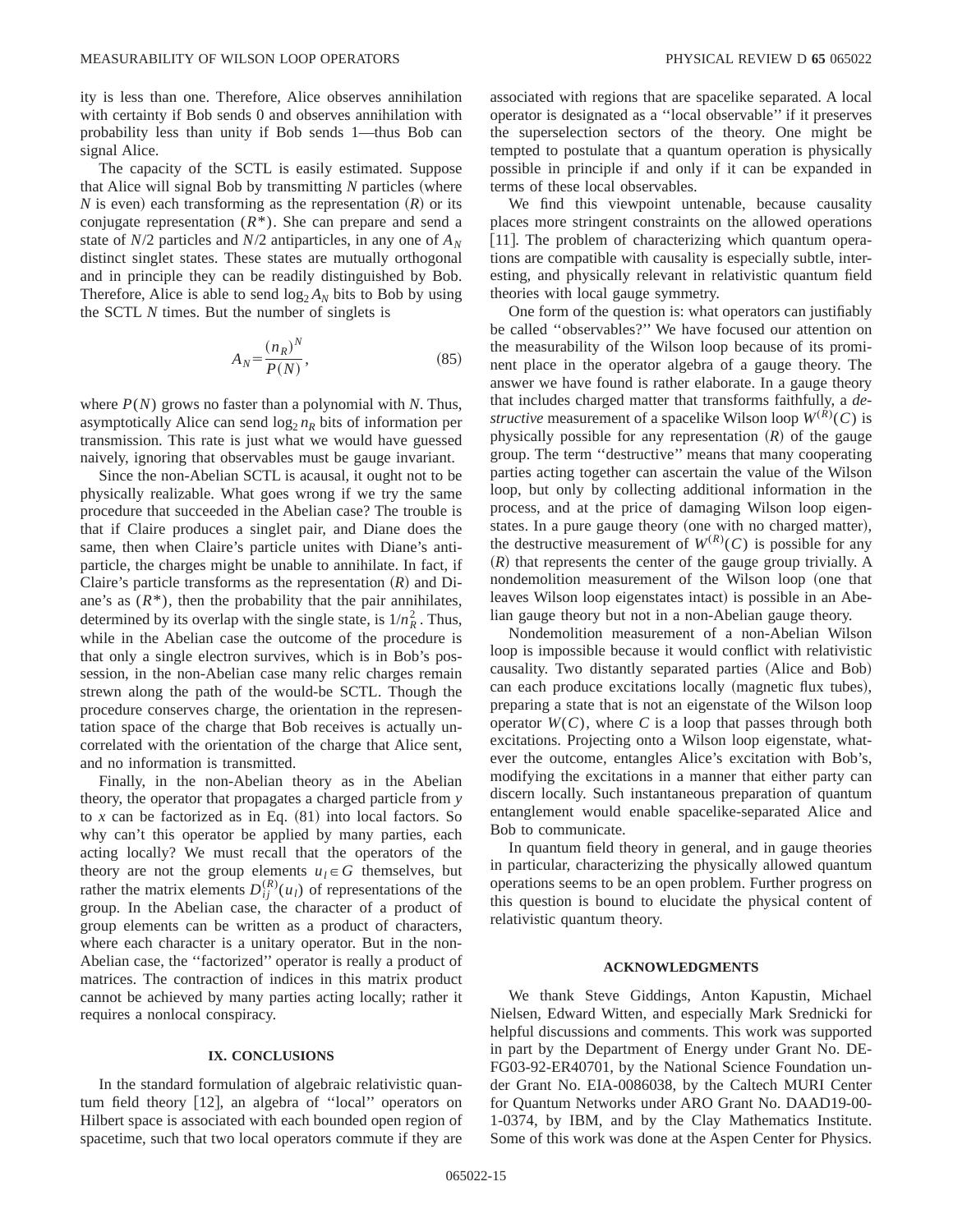ity is less than one. Therefore, Alice observes annihilation with certainty if Bob sends 0 and observes annihilation with probability less than unity if Bob sends 1—thus Bob can signal Alice.

The capacity of the SCTL is easily estimated. Suppose that Alice will signal Bob by transmitting $N$ particles (where $N$ is even) each transforming as the representation $(R)$ or its conjugate representation $(R^*)$. She can prepare and send a state of $N/2$ particles and $N/2$ antiparticles, in any one of $A_N$ distinct singlet states. These states are mutually orthogonal and in principle they can be readily distinguished by Bob. Therefore, Alice is able to send $\log_2 A_N$ bits to Bob by using the SCTL $N$ times. But the number of singlets is

$$A_N = \frac{(n_R)^N}{P(N)}, \tag{85}$$

where $P(N)$ grows no faster than a polynomial with $N$. Thus, asymptotically Alice can send $\log_2 n_R$ bits of information per transmission. This rate is just what we would have guessed naively, ignoring that observables must be gauge invariant.

Since the non-Abelian SCTL is acausal, it ought not to be physically realizable. What goes wrong if we try the same procedure that succeeded in the Abelian case? The trouble is that if Claire produces a singlet pair, and Diane does the same, then when Claire's particle unites with Diane's antiparticle, the charges might be unable to annihilate. In fact, if Claire's particle transforms as the representation $(R)$ and Diane's as $(R^*)$, then the probability that the pair annihilates, determined by its overlap with the single state, is $1/n_R^2$. Thus, while in the Abelian case the outcome of the procedure is that only a single electron survives, which is in Bob's possession, in the non-Abelian case many relic charges remain strewn along the path of the would-be SCTL. Though the procedure conserves charge, the orientation in the representation space of the charge that Bob receives is actually uncorrelated with the orientation of the charge that Alice sent, and no information is transmitted.

Finally, in the non-Abelian theory as in the Abelian theory, the operator that propagates a charged particle from $y$ to $x$ can be factorized as in Eq. (81) into local factors. So why can't this operator be applied by many parties, each acting locally? We must recall that the operators of the theory are not the group elements $u_l \in G$ themselves, but rather the matrix elements $D_{ij}^{(R)}(u_l)$ of representations of the group. In the Abelian case, the character of a product of group elements can be written as a product of characters, where each character is a unitary operator. But in the non-Abelian case, the "factorized" operator is really a product of matrices. The contraction of indices in this matrix product cannot be achieved by many parties acting locally; rather it requires a nonlocal conspiracy.

## IX. CONCLUSIONS

In the standard formulation of algebraic relativistic quantum field theory [12], an algebra of "local" operators on Hilbert space is associated with each bounded open region of spacetime, such that two local operators commute if they are associated with regions that are spacelike separated. A local operator is designated as a "local observable" if it preserves the superselection sectors of the theory. One might be tempted to postulate that a quantum operation is physically possible in principle if and only if it can be expanded in terms of these local observables.

We find this viewpoint untenable, because causality places more stringent constraints on the allowed operations [11]. The problem of characterizing which quantum operations are compatible with causality is especially subtle, interesting, and physically relevant in relativistic quantum field theories with local gauge symmetry.

One form of the question is: what operators can justifiably be called "observables?" We have focused our attention on the measurability of the Wilson loop because of its prominent place in the operator algebra of a gauge theory. The answer we have found is rather elaborate. In a gauge theory that includes charged matter that transforms faithfully, a *destructive* measurement of a spacelike Wilson loop $W^{(R)}(C)$ is physically possible for any representation $(R)$ of the gauge group. The term "destructive" means that many cooperating parties acting together can ascertain the value of the Wilson loop, but only by collecting additional information in the process, and at the price of damaging Wilson loop eigenstates. In a pure gauge theory (one with no charged matter), the destructive measurement of $W^{(R)}(C)$ is possible for any $(R)$ that represents the center of the gauge group trivially. A nondemolition measurement of the Wilson loop (one that leaves Wilson loop eigenstates intact) is possible in an Abelian gauge theory but not in a non-Abelian gauge theory.

Nondemolition measurement of a non-Abelian Wilson loop is impossible because it would conflict with relativistic causality. Two distantly separated parties (Alice and Bob) can each produce excitations locally (magnetic flux tubes), preparing a state that is not an eigenstate of the Wilson loop operator $W(C)$, where $C$ is a loop that passes through both excitations. Projecting onto a Wilson loop eigenstate, whatever the outcome, entangles Alice's excitation with Bob's, modifying the excitations in a manner that either party can discern locally. Such instantaneous preparation of quantum entanglement would enable spacelike-separated Alice and Bob to communicate.

In quantum field theory in general, and in gauge theories in particular, characterizing the physically allowed quantum operations seems to be an open problem. Further progress on this question is bound to elucidate the physical content of relativistic quantum theory.

## ACKNOWLEDGMENTS

We thank Steve Giddings, Anton Kapustin, Michael Nielsen, Edward Witten, and especially Mark Srednicki for helpful discussions and comments. This work was supported in part by the Department of Energy under Grant No. DE-FG03-92-ER40701, by the National Science Foundation under Grant No. EIA-0086038, by the Caltech MURI Center for Quantum Networks under ARO Grant No. DAAD19-00-1-0374, by IBM, and by the Clay Mathematics Institute. Some of this work was done at the Aspen Center for Physics.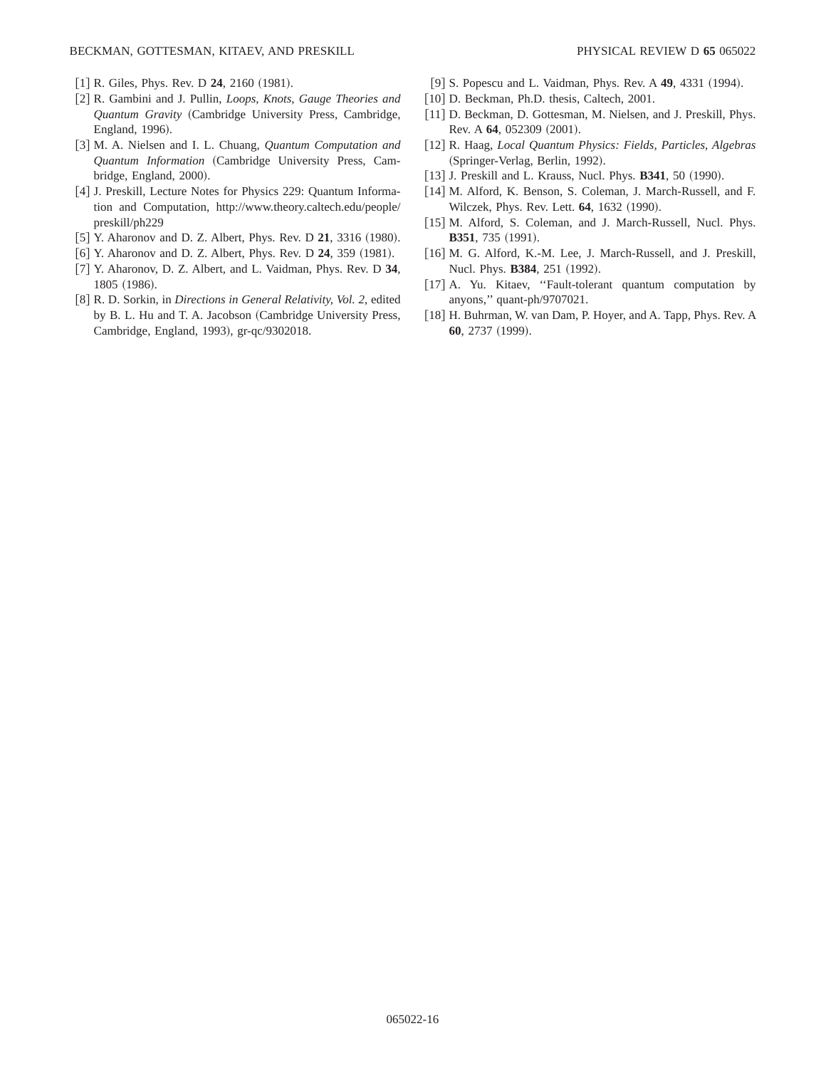[1] R. Giles, Phys. Rev. D **24**, 2160 (1981).

[2] R. Gambini and J. Pullin, *Loops, Knots, Gauge Theories and Quantum Gravity* (Cambridge University Press, Cambridge, England, 1996).

[3] M. A. Nielsen and I. L. Chuang, *Quantum Computation and Quantum Information* (Cambridge University Press, Cambridge, England, 2000).

[4] J. Preskill, Lecture Notes for Physics 229: Quantum Information and Computation, http://www.theory.caltech.edu/people/preskill/ph229

[5] Y. Aharonov and D. Z. Albert, Phys. Rev. D **21**, 3316 (1980).

[6] Y. Aharonov and D. Z. Albert, Phys. Rev. D **24**, 359 (1981).

[7] Y. Aharonov, D. Z. Albert, and L. Vaidman, Phys. Rev. D **34**, 1805 (1986).

[8] R. D. Sorkin, in *Directions in General Relativity, Vol. 2*, edited by B. L. Hu and T. A. Jacobson (Cambridge University Press, Cambridge, England, 1993), gr-qc/9302018.

[9] S. Popescu and L. Vaidman, Phys. Rev. A **49**, 4331 (1994).

[10] D. Beckman, Ph.D. thesis, Caltech, 2001.

[11] D. Beckman, D. Gottesman, M. Nielsen, and J. Preskill, Phys. Rev. A **64**, 052309 (2001).

[12] R. Haag, *Local Quantum Physics: Fields, Particles, Algebras* (Springer-Verlag, Berlin, 1992).

[13] J. Preskill and L. Krauss, Nucl. Phys. **B341**, 50 (1990).

[14] M. Alford, K. Benson, S. Coleman, J. March-Russell, and F. Wilczek, Phys. Rev. Lett. **64**, 1632 (1990).

[15] M. Alford, S. Coleman, and J. March-Russell, Nucl. Phys. **B351**, 735 (1991).

[16] M. G. Alford, K.-M. Lee, J. March-Russell, and J. Preskill, Nucl. Phys. **B384**, 251 (1992).

[17] A. Yu. Kitaev, ''Fault-tolerant quantum computation by anyons,'' quant-ph/9707021.

[18] H. Buhrman, W. van Dam, P. Hoyer, and A. Tapp, Phys. Rev. A **60**, 2737 (1999).